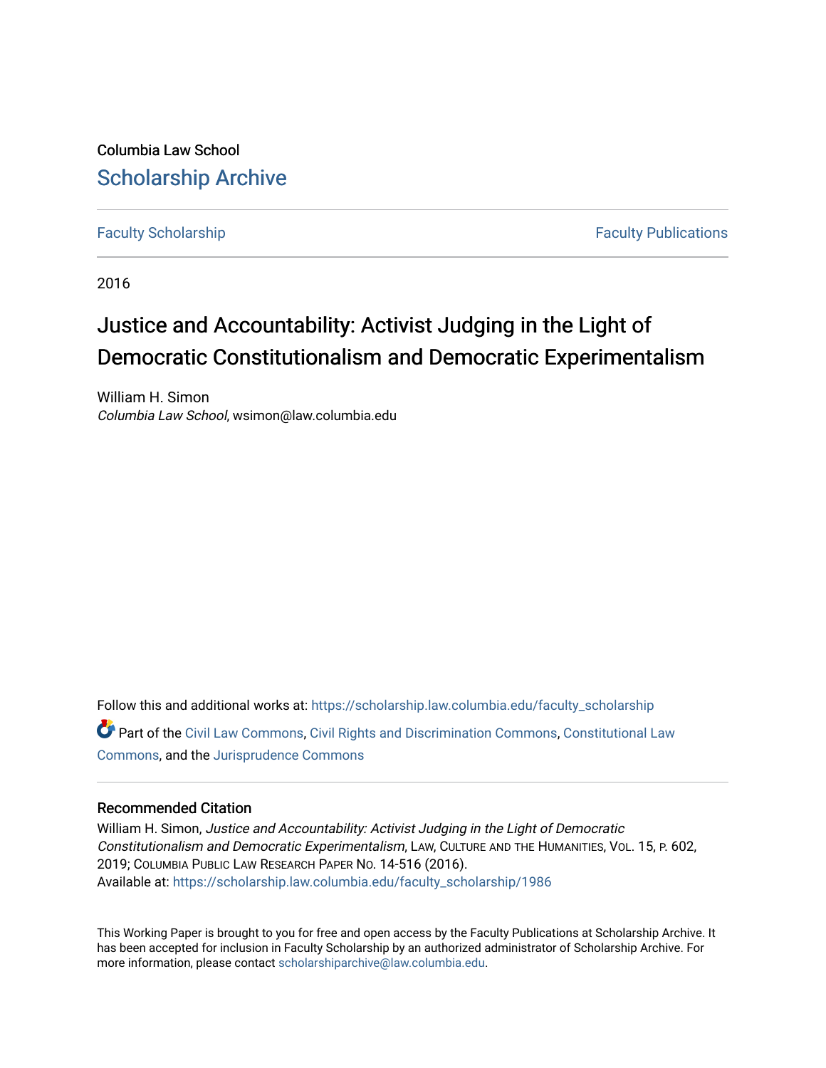Columbia Law School

## Scholarship Archive

Faculty Scholarship | Faculty Publications

2016

# Justice and Accountability: Activist Judging in the Light of Democratic Constitutionalism and Democratic Experimentalism

William H. Simon
*Columbia Law School*, wsimon@law.columbia.edu

Follow this and additional works at: https://scholarship.law.columbia.edu/faculty_scholarship

Part of the Civil Law Commons, Civil Rights and Discrimination Commons, Constitutional Law Commons, and the Jurisprudence Commons

### Recommended Citation

William H. Simon, *Justice and Accountability: Activist Judging in the Light of Democratic Constitutionalism and Democratic Experimentalism*, Law, Culture and the Humanities, Vol. 15, p. 602, 2019; Columbia Public Law Research Paper No. 14-516 (2016).
Available at: https://scholarship.law.columbia.edu/faculty_scholarship/1986

This Working Paper is brought to you for free and open access by the Faculty Publications at Scholarship Archive. It has been accepted for inclusion in Faculty Scholarship by an authorized administrator of Scholarship Archive. For more information, please contact scholarshiparchive@law.columbia.edu.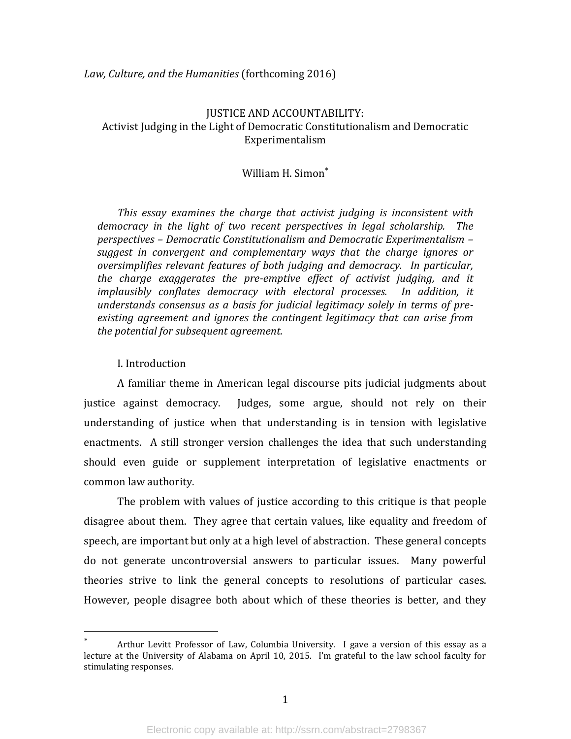*Law, Culture, and the Humanities* (forthcoming 2016)

# JUSTICE AND ACCOUNTABILITY:
## Activist Judging in the Light of Democratic Constitutionalism and Democratic Experimentalism

William H. Simon*

*This essay examines the charge that activist judging is inconsistent with democracy in the light of two recent perspectives in legal scholarship. The perspectives – Democratic Constitutionalism and Democratic Experimentalism – suggest in convergent and complementary ways that the charge ignores or oversimplifies relevant features of both judging and democracy. In particular, the charge exaggerates the pre-emptive effect of activist judging, and it implausibly conflates democracy with electoral processes. In addition, it understands consensus as a basis for judicial legitimacy solely in terms of pre-existing agreement and ignores the contingent legitimacy that can arise from the potential for subsequent agreement.*

## I. Introduction

A familiar theme in American legal discourse pits judicial judgments about justice against democracy. Judges, some argue, should not rely on their understanding of justice when that understanding is in tension with legislative enactments. A still stronger version challenges the idea that such understanding should even guide or supplement interpretation of legislative enactments or common law authority.

The problem with values of justice according to this critique is that people disagree about them. They agree that certain values, like equality and freedom of speech, are important but only at a high level of abstraction. These general concepts do not generate uncontroversial answers to particular issues. Many powerful theories strive to link the general concepts to resolutions of particular cases. However, people disagree both about which of these theories is better, and they

---

* Arthur Levitt Professor of Law, Columbia University. I gave a version of this essay as a lecture at the University of Alabama on April 10, 2015. I'm grateful to the law school faculty for stimulating responses.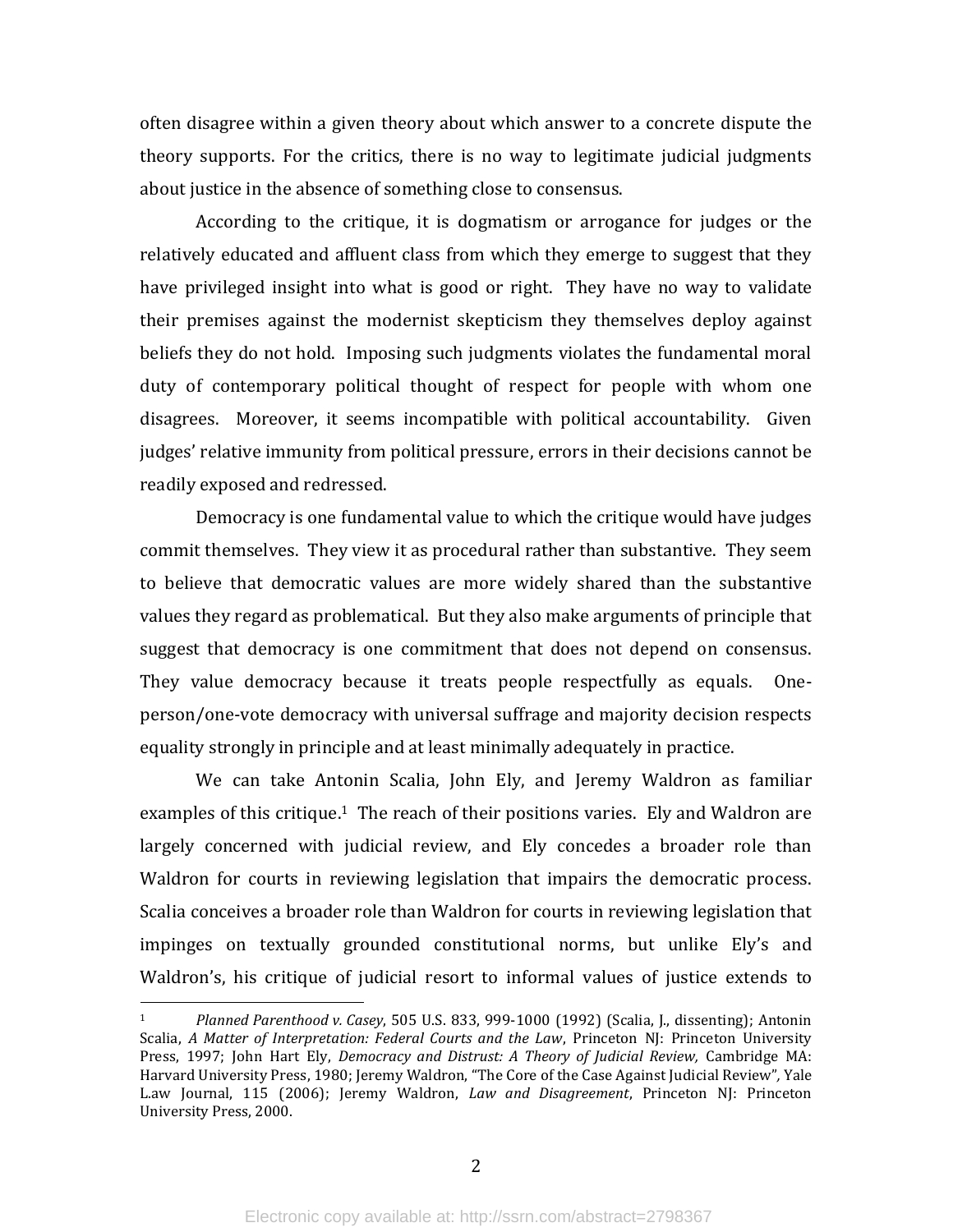often disagree within a given theory about which answer to a concrete dispute the theory supports. For the critics, there is no way to legitimate judicial judgments about justice in the absence of something close to consensus.

According to the critique, it is dogmatism or arrogance for judges or the relatively educated and affluent class from which they emerge to suggest that they have privileged insight into what is good or right. They have no way to validate their premises against the modernist skepticism they themselves deploy against beliefs they do not hold. Imposing such judgments violates the fundamental moral duty of contemporary political thought of respect for people with whom one disagrees. Moreover, it seems incompatible with political accountability. Given judges' relative immunity from political pressure, errors in their decisions cannot be readily exposed and redressed.

Democracy is one fundamental value to which the critique would have judges commit themselves. They view it as procedural rather than substantive. They seem to believe that democratic values are more widely shared than the substantive values they regard as problematical. But they also make arguments of principle that suggest that democracy is one commitment that does not depend on consensus. They value democracy because it treats people respectfully as equals. One-person/one-vote democracy with universal suffrage and majority decision respects equality strongly in principle and at least minimally adequately in practice.

We can take Antonin Scalia, John Ely, and Jeremy Waldron as familiar examples of this critique.[1] The reach of their positions varies. Ely and Waldron are largely concerned with judicial review, and Ely concedes a broader role than Waldron for courts in reviewing legislation that impairs the democratic process. Scalia conceives a broader role than Waldron for courts in reviewing legislation that impinges on textually grounded constitutional norms, but unlike Ely's and Waldron's, his critique of judicial resort to informal values of justice extends to

[1] *Planned Parenthood v. Casey*, 505 U.S. 833, 999-1000 (1992) (Scalia, J., dissenting); Antonin Scalia, *A Matter of Interpretation: Federal Courts and the Law*, Princeton NJ: Princeton University Press, 1997; John Hart Ely, *Democracy and Distrust: A Theory of Judicial Review,* Cambridge MA: Harvard University Press, 1980; Jeremy Waldron, "The Core of the Case Against Judicial Review", Yale L.aw Journal, 115 (2006); Jeremy Waldron, *Law and Disagreement*, Princeton NJ: Princeton University Press, 2000.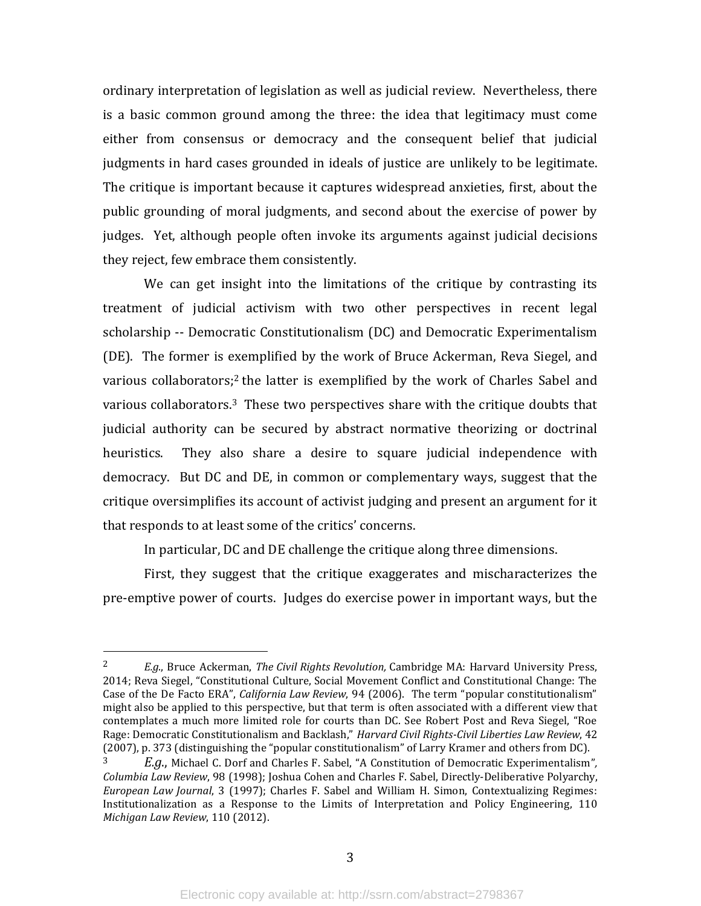ordinary interpretation of legislation as well as judicial review. Nevertheless, there is a basic common ground among the three: the idea that legitimacy must come either from consensus or democracy and the consequent belief that judicial judgments in hard cases grounded in ideals of justice are unlikely to be legitimate. The critique is important because it captures widespread anxieties, first, about the public grounding of moral judgments, and second about the exercise of power by judges. Yet, although people often invoke its arguments against judicial decisions they reject, few embrace them consistently.

We can get insight into the limitations of the critique by contrasting its treatment of judicial activism with two other perspectives in recent legal scholarship -- Democratic Constitutionalism (DC) and Democratic Experimentalism (DE). The former is exemplified by the work of Bruce Ackerman, Reva Siegel, and various collaborators;[2] the latter is exemplified by the work of Charles Sabel and various collaborators.[3] These two perspectives share with the critique doubts that judicial authority can be secured by abstract normative theorizing or doctrinal heuristics. They also share a desire to square judicial independence with democracy. But DC and DE, in common or complementary ways, suggest that the critique oversimplifies its account of activist judging and present an argument for it that responds to at least some of the critics' concerns.

In particular, DC and DE challenge the critique along three dimensions.

First, they suggest that the critique exaggerates and mischaracterizes the pre-emptive power of courts. Judges do exercise power in important ways, but the

---

[2] *E.g.*, Bruce Ackerman, *The Civil Rights Revolution,* Cambridge MA: Harvard University Press, 2014; Reva Siegel, "Constitutional Culture, Social Movement Conflict and Constitutional Change: The Case of the De Facto ERA", *California Law Review*, 94 (2006). The term "popular constitutionalism" might also be applied to this perspective, but that term is often associated with a different view that contemplates a much more limited role for courts than DC. See Robert Post and Reva Siegel, "Roe Rage: Democratic Constitutionalism and Backlash," *Harvard Civil Rights-Civil Liberties Law Review*, 42 (2007), p. 373 (distinguishing the "popular constitutionalism" of Larry Kramer and others from DC).

[3] *E.g.*, Michael C. Dorf and Charles F. Sabel, "A Constitution of Democratic Experimentalism", *Columbia Law Review*, 98 (1998); Joshua Cohen and Charles F. Sabel, Directly-Deliberative Polyarchy, *European Law Journal*, 3 (1997); Charles F. Sabel and William H. Simon, Contextualizing Regimes: Institutionalization as a Response to the Limits of Interpretation and Policy Engineering, 110 *Michigan Law Review*, 110 (2012).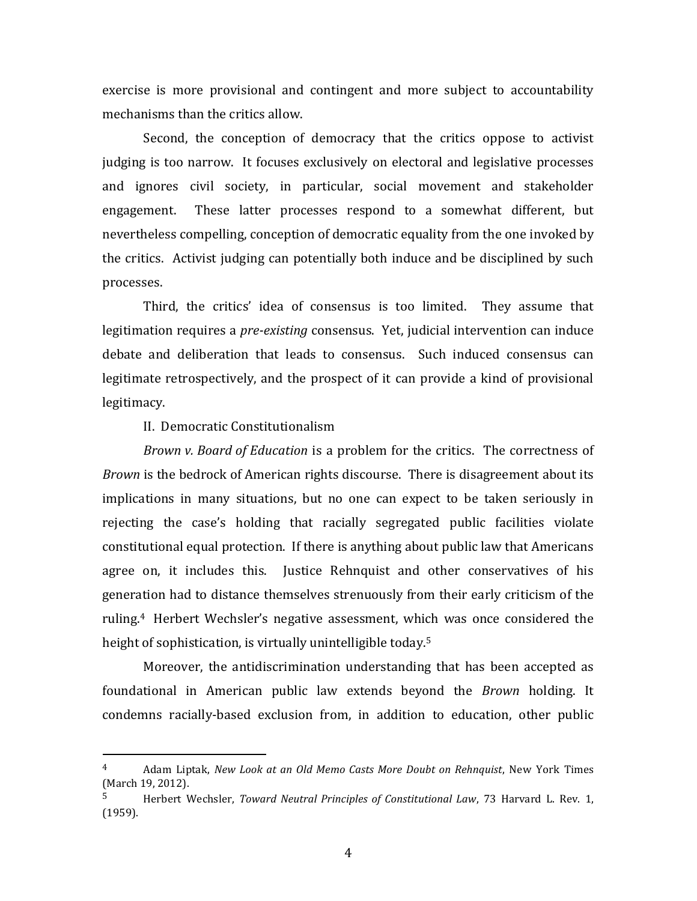exercise is more provisional and contingent and more subject to accountability mechanisms than the critics allow.

Second, the conception of democracy that the critics oppose to activist judging is too narrow. It focuses exclusively on electoral and legislative processes and ignores civil society, in particular, social movement and stakeholder engagement. These latter processes respond to a somewhat different, but nevertheless compelling, conception of democratic equality from the one invoked by the critics. Activist judging can potentially both induce and be disciplined by such processes.

Third, the critics' idea of consensus is too limited. They assume that legitimation requires a *pre-existing* consensus. Yet, judicial intervention can induce debate and deliberation that leads to consensus. Such induced consensus can legitimate retrospectively, and the prospect of it can provide a kind of provisional legitimacy.

## II. Democratic Constitutionalism

*Brown v. Board of Education* is a problem for the critics. The correctness of *Brown* is the bedrock of American rights discourse. There is disagreement about its implications in many situations, but no one can expect to be taken seriously in rejecting the case's holding that racially segregated public facilities violate constitutional equal protection. If there is anything about public law that Americans agree on, it includes this. Justice Rehnquist and other conservatives of his generation had to distance themselves strenuously from their early criticism of the ruling.[4] Herbert Wechsler's negative assessment, which was once considered the height of sophistication, is virtually unintelligible today.[5]

Moreover, the antidiscrimination understanding that has been accepted as foundational in American public law extends beyond the *Brown* holding. It condemns racially-based exclusion from, in addition to education, other public

---

[4] Adam Liptak, *New Look at an Old Memo Casts More Doubt on Rehnquist*, New York Times (March 19, 2012).

[5] Herbert Wechsler, *Toward Neutral Principles of Constitutional Law*, 73 Harvard L. Rev. 1, (1959).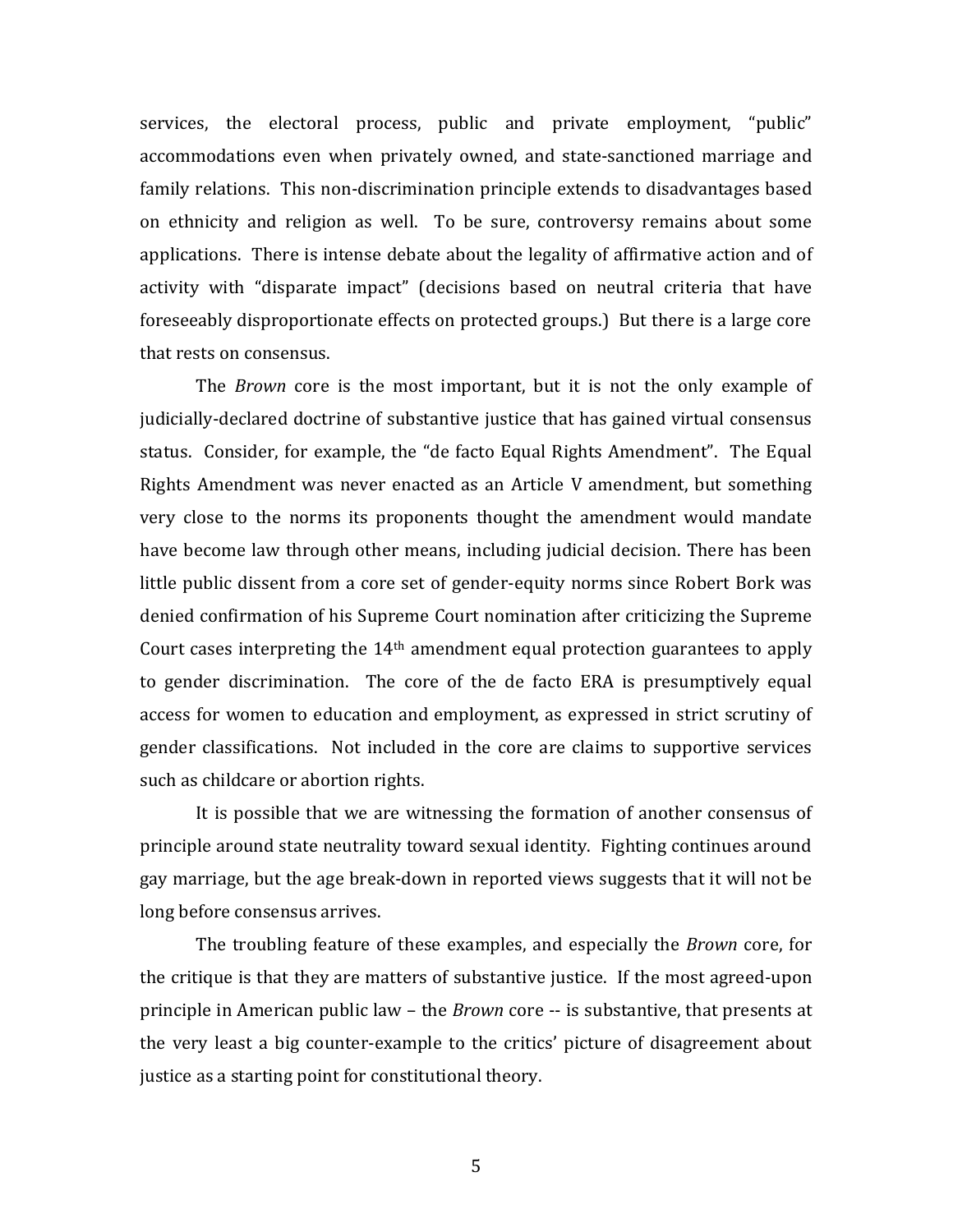services, the electoral process, public and private employment, "public" accommodations even when privately owned, and state-sanctioned marriage and family relations. This non-discrimination principle extends to disadvantages based on ethnicity and religion as well. To be sure, controversy remains about some applications. There is intense debate about the legality of affirmative action and of activity with "disparate impact" (decisions based on neutral criteria that have foreseeably disproportionate effects on protected groups.) But there is a large core that rests on consensus.

The *Brown* core is the most important, but it is not the only example of judicially-declared doctrine of substantive justice that has gained virtual consensus status. Consider, for example, the "de facto Equal Rights Amendment". The Equal Rights Amendment was never enacted as an Article V amendment, but something very close to the norms its proponents thought the amendment would mandate have become law through other means, including judicial decision. There has been little public dissent from a core set of gender-equity norms since Robert Bork was denied confirmation of his Supreme Court nomination after criticizing the Supreme Court cases interpreting the 14th amendment equal protection guarantees to apply to gender discrimination. The core of the de facto ERA is presumptively equal access for women to education and employment, as expressed in strict scrutiny of gender classifications. Not included in the core are claims to supportive services such as childcare or abortion rights.

It is possible that we are witnessing the formation of another consensus of principle around state neutrality toward sexual identity. Fighting continues around gay marriage, but the age break-down in reported views suggests that it will not be long before consensus arrives.

The troubling feature of these examples, and especially the *Brown* core, for the critique is that they are matters of substantive justice. If the most agreed-upon principle in American public law – the *Brown* core -- is substantive, that presents at the very least a big counter-example to the critics' picture of disagreement about justice as a starting point for constitutional theory.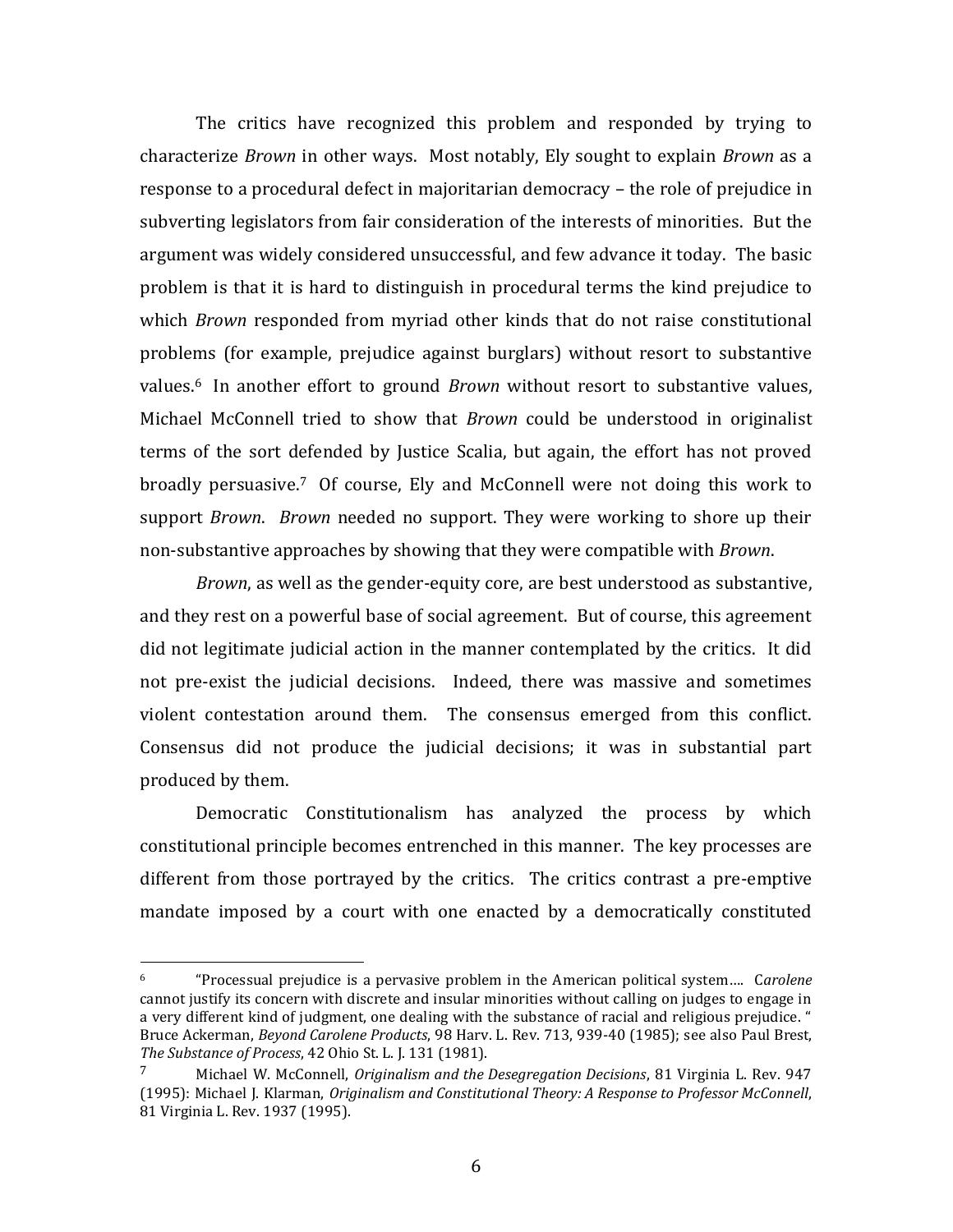The critics have recognized this problem and responded by trying to characterize *Brown* in other ways. Most notably, Ely sought to explain *Brown* as a response to a procedural defect in majoritarian democracy – the role of prejudice in subverting legislators from fair consideration of the interests of minorities. But the argument was widely considered unsuccessful, and few advance it today. The basic problem is that it is hard to distinguish in procedural terms the kind prejudice to which *Brown* responded from myriad other kinds that do not raise constitutional problems (for example, prejudice against burglars) without resort to substantive values.[6] In another effort to ground *Brown* without resort to substantive values, Michael McConnell tried to show that *Brown* could be understood in originalist terms of the sort defended by Justice Scalia, but again, the effort has not proved broadly persuasive.[7] Of course, Ely and McConnell were not doing this work to support *Brown*. *Brown* needed no support. They were working to shore up their non-substantive approaches by showing that they were compatible with *Brown*.

*Brown*, as well as the gender-equity core, are best understood as substantive, and they rest on a powerful base of social agreement. But of course, this agreement did not legitimate judicial action in the manner contemplated by the critics. It did not pre-exist the judicial decisions. Indeed, there was massive and sometimes violent contestation around them. The consensus emerged from this conflict. Consensus did not produce the judicial decisions; it was in substantial part produced by them.

Democratic Constitutionalism has analyzed the process by which constitutional principle becomes entrenched in this manner. The key processes are different from those portrayed by the critics. The critics contrast a pre-emptive mandate imposed by a court with one enacted by a democratically constituted

---

[6] "Processual prejudice is a pervasive problem in the American political system…. *Carolene* cannot justify its concern with discrete and insular minorities without calling on judges to engage in a very different kind of judgment, one dealing with the substance of racial and religious prejudice. " Bruce Ackerman, *Beyond Carolene Products*, 98 Harv. L. Rev. 713, 939-40 (1985); see also Paul Brest, *The Substance of Process*, 42 Ohio St. L. J. 131 (1981).

[7] Michael W. McConnell, *Originalism and the Desegregation Decisions*, 81 Virginia L. Rev. 947 (1995): Michael J. Klarman, *Originalism and Constitutional Theory: A Response to Professor McConnell*, 81 Virginia L. Rev. 1937 (1995).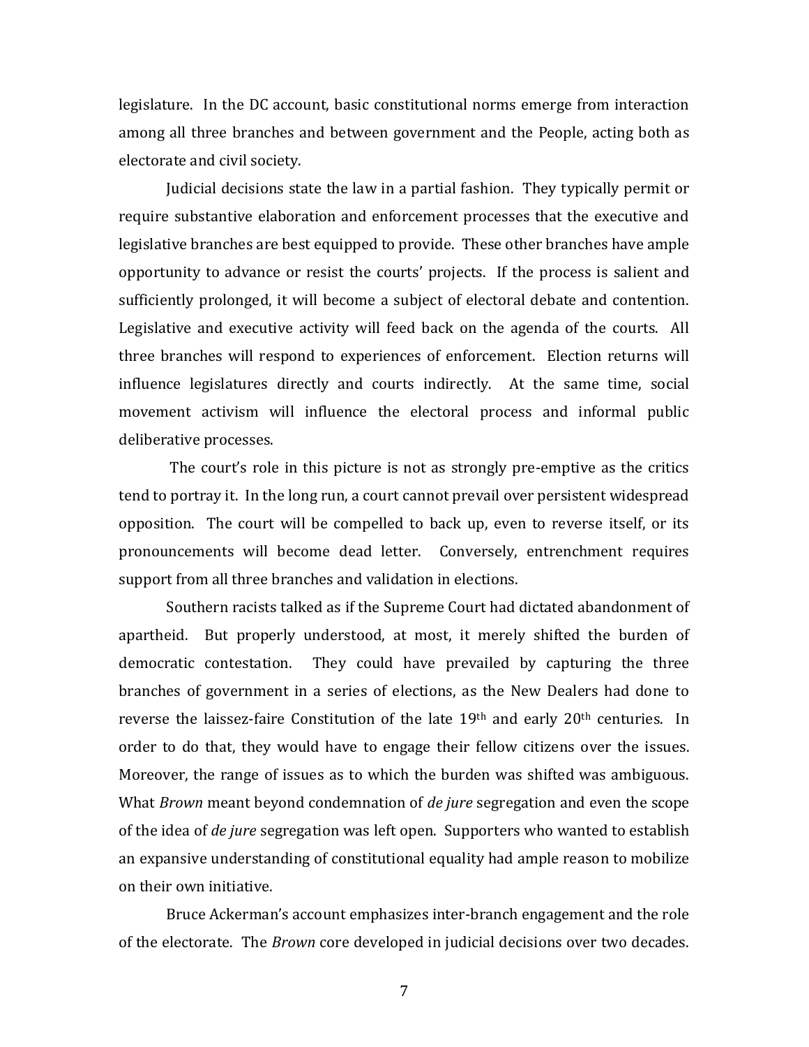legislature. In the DC account, basic constitutional norms emerge from interaction among all three branches and between government and the People, acting both as electorate and civil society.

Judicial decisions state the law in a partial fashion. They typically permit or require substantive elaboration and enforcement processes that the executive and legislative branches are best equipped to provide. These other branches have ample opportunity to advance or resist the courts' projects. If the process is salient and sufficiently prolonged, it will become a subject of electoral debate and contention. Legislative and executive activity will feed back on the agenda of the courts. All three branches will respond to experiences of enforcement. Election returns will influence legislatures directly and courts indirectly. At the same time, social movement activism will influence the electoral process and informal public deliberative processes.

The court's role in this picture is not as strongly pre-emptive as the critics tend to portray it. In the long run, a court cannot prevail over persistent widespread opposition. The court will be compelled to back up, even to reverse itself, or its pronouncements will become dead letter. Conversely, entrenchment requires support from all three branches and validation in elections.

Southern racists talked as if the Supreme Court had dictated abandonment of apartheid. But properly understood, at most, it merely shifted the burden of democratic contestation. They could have prevailed by capturing the three branches of government in a series of elections, as the New Dealers had done to reverse the laissez-faire Constitution of the late 19th and early 20th centuries. In order to do that, they would have to engage their fellow citizens over the issues. Moreover, the range of issues as to which the burden was shifted was ambiguous. What *Brown* meant beyond condemnation of *de jure* segregation and even the scope of the idea of *de jure* segregation was left open. Supporters who wanted to establish an expansive understanding of constitutional equality had ample reason to mobilize on their own initiative.

Bruce Ackerman's account emphasizes inter-branch engagement and the role of the electorate. The *Brown* core developed in judicial decisions over two decades.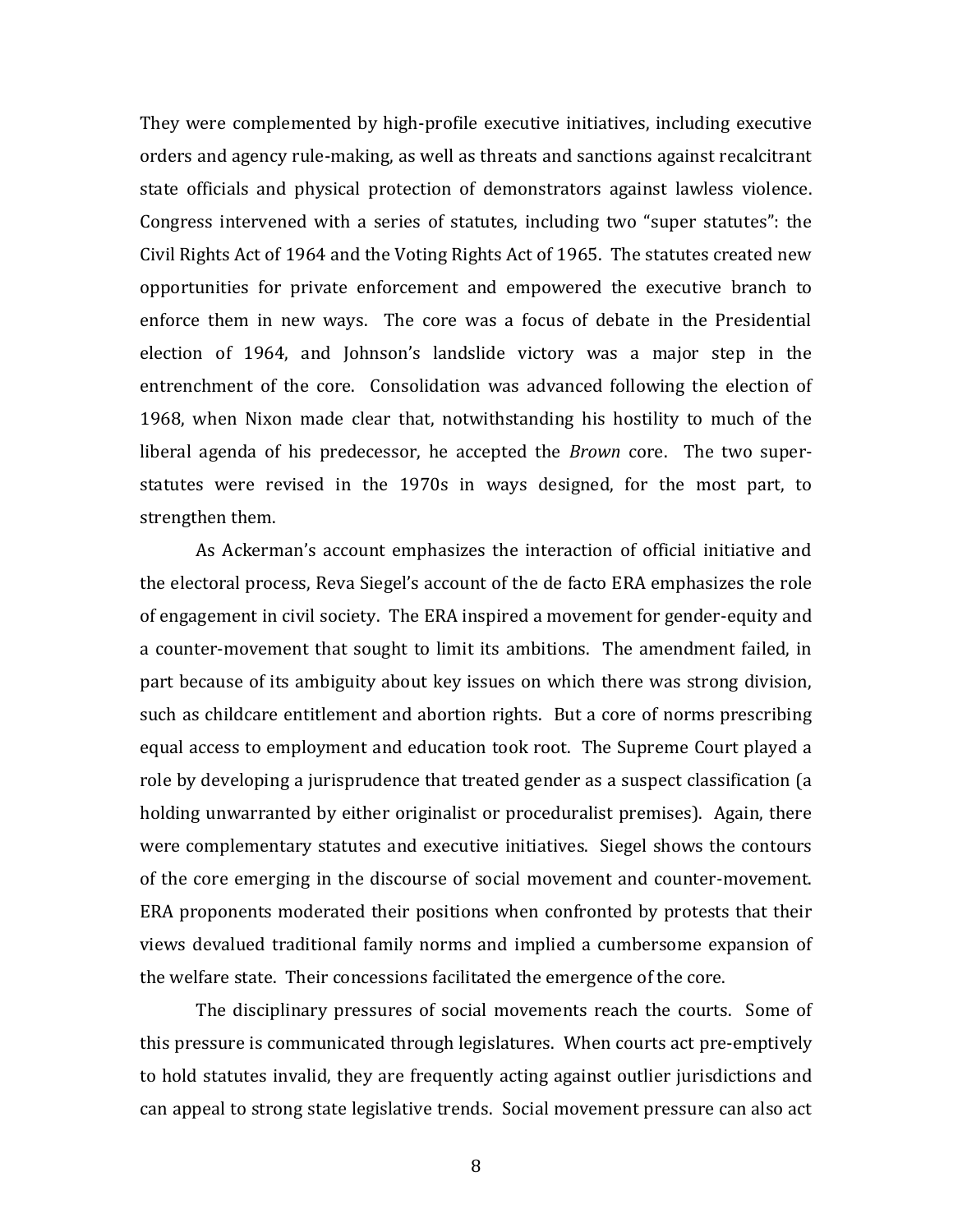They were complemented by high-profile executive initiatives, including executive orders and agency rule-making, as well as threats and sanctions against recalcitrant state officials and physical protection of demonstrators against lawless violence. Congress intervened with a series of statutes, including two "super statutes": the Civil Rights Act of 1964 and the Voting Rights Act of 1965. The statutes created new opportunities for private enforcement and empowered the executive branch to enforce them in new ways. The core was a focus of debate in the Presidential election of 1964, and Johnson's landslide victory was a major step in the entrenchment of the core. Consolidation was advanced following the election of 1968, when Nixon made clear that, notwithstanding his hostility to much of the liberal agenda of his predecessor, he accepted the *Brown* core. The two super-statutes were revised in the 1970s in ways designed, for the most part, to strengthen them.

As Ackerman's account emphasizes the interaction of official initiative and the electoral process, Reva Siegel's account of the de facto ERA emphasizes the role of engagement in civil society. The ERA inspired a movement for gender-equity and a counter-movement that sought to limit its ambitions. The amendment failed, in part because of its ambiguity about key issues on which there was strong division, such as childcare entitlement and abortion rights. But a core of norms prescribing equal access to employment and education took root. The Supreme Court played a role by developing a jurisprudence that treated gender as a suspect classification (a holding unwarranted by either originalist or proceduralist premises). Again, there were complementary statutes and executive initiatives. Siegel shows the contours of the core emerging in the discourse of social movement and counter-movement. ERA proponents moderated their positions when confronted by protests that their views devalued traditional family norms and implied a cumbersome expansion of the welfare state. Their concessions facilitated the emergence of the core.

The disciplinary pressures of social movements reach the courts. Some of this pressure is communicated through legislatures. When courts act pre-emptively to hold statutes invalid, they are frequently acting against outlier jurisdictions and can appeal to strong state legislative trends. Social movement pressure can also act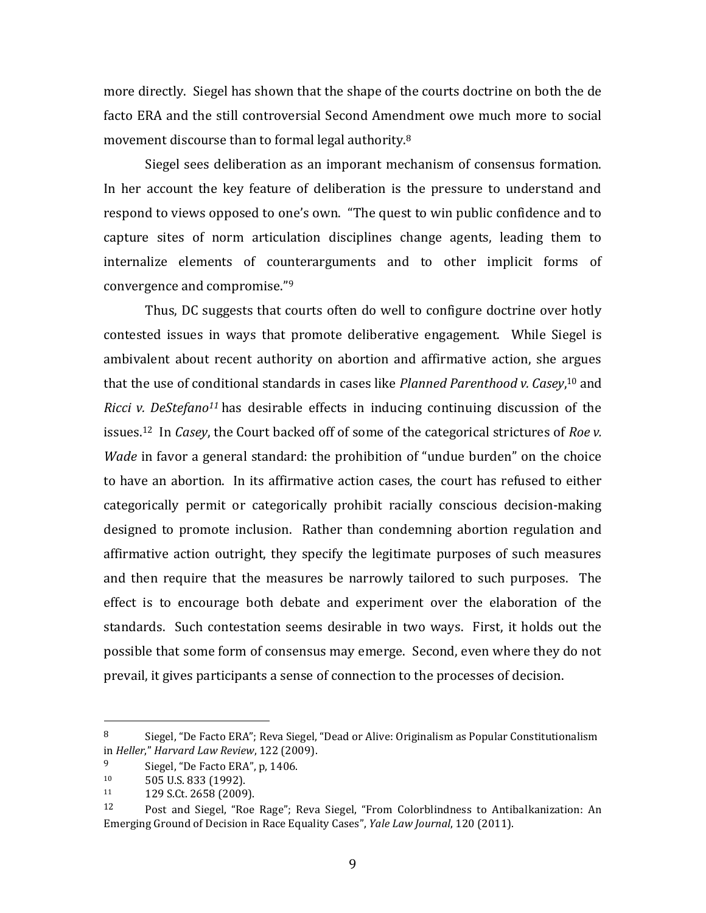more directly. Siegel has shown that the shape of the courts doctrine on both the de facto ERA and the still controversial Second Amendment owe much more to social movement discourse than to formal legal authority.[8]

Siegel sees deliberation as an imporant mechanism of consensus formation. In her account the key feature of deliberation is the pressure to understand and respond to views opposed to one's own. "The quest to win public confidence and to capture sites of norm articulation disciplines change agents, leading them to internalize elements of counterarguments and to other implicit forms of convergence and compromise."[9]

Thus, DC suggests that courts often do well to configure doctrine over hotly contested issues in ways that promote deliberative engagement. While Siegel is ambivalent about recent authority on abortion and affirmative action, she argues that the use of conditional standards in cases like *Planned Parenthood v. Casey*,[10] and *Ricci v. DeStefano*[11] has desirable effects in inducing continuing discussion of the issues.[12] In *Casey*, the Court backed off of some of the categorical strictures of *Roe v. Wade* in favor a general standard: the prohibition of "undue burden" on the choice to have an abortion. In its affirmative action cases, the court has refused to either categorically permit or categorically prohibit racially conscious decision-making designed to promote inclusion. Rather than condemning abortion regulation and affirmative action outright, they specify the legitimate purposes of such measures and then require that the measures be narrowly tailored to such purposes. The effect is to encourage both debate and experiment over the elaboration of the standards. Such contestation seems desirable in two ways. First, it holds out the possible that some form of consensus may emerge. Second, even where they do not prevail, it gives participants a sense of connection to the processes of decision.

---

[8] Siegel, "De Facto ERA"; Reva Siegel, "Dead or Alive: Originalism as Popular Constitutionalism in *Heller*," *Harvard Law Review*, 122 (2009).

[9] Siegel, "De Facto ERA", p, 1406.

[10] 505 U.S. 833 (1992).

[11] 129 S.Ct. 2658 (2009).

[12] Post and Siegel, "Roe Rage"; Reva Siegel, "From Colorblindness to Antibalkanization: An Emerging Ground of Decision in Race Equality Cases", *Yale Law Journal*, 120 (2011).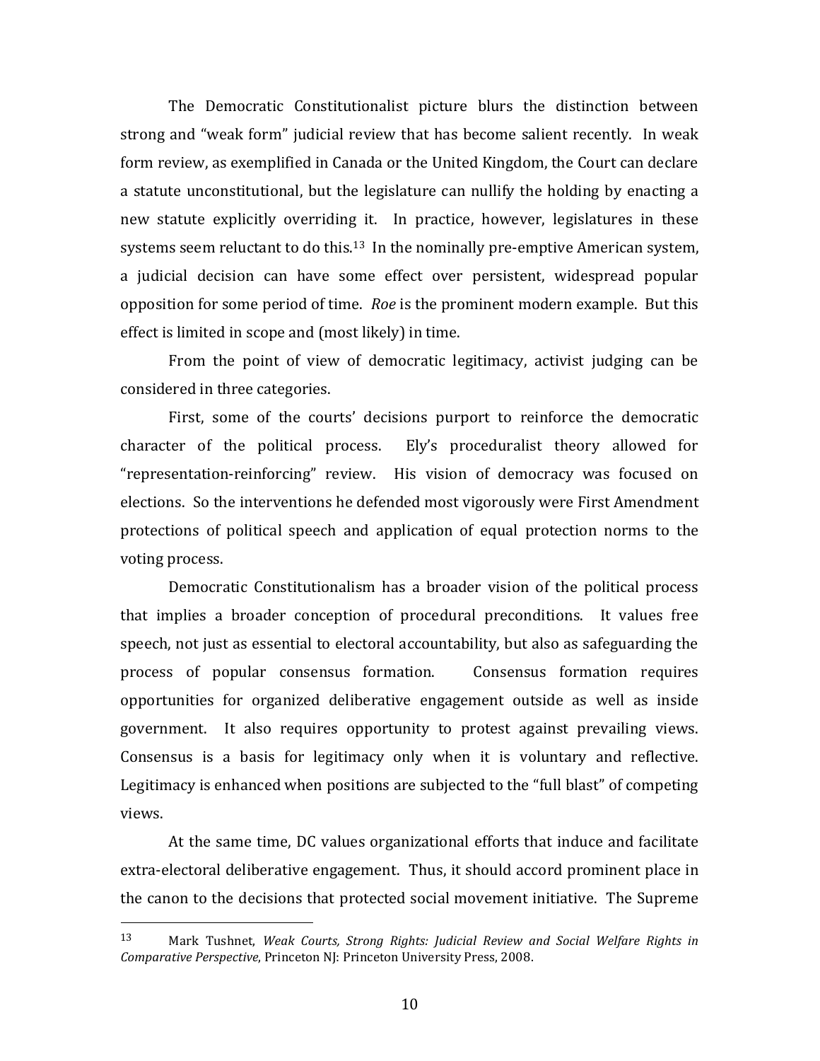The Democratic Constitutionalist picture blurs the distinction between strong and "weak form" judicial review that has become salient recently. In weak form review, as exemplified in Canada or the United Kingdom, the Court can declare a statute unconstitutional, but the legislature can nullify the holding by enacting a new statute explicitly overriding it. In practice, however, legislatures in these systems seem reluctant to do this.[13] In the nominally pre-emptive American system, a judicial decision can have some effect over persistent, widespread popular opposition for some period of time. *Roe* is the prominent modern example. But this effect is limited in scope and (most likely) in time.

From the point of view of democratic legitimacy, activist judging can be considered in three categories.

First, some of the courts' decisions purport to reinforce the democratic character of the political process. Ely's proceduralist theory allowed for "representation-reinforcing" review. His vision of democracy was focused on elections. So the interventions he defended most vigorously were First Amendment protections of political speech and application of equal protection norms to the voting process.

Democratic Constitutionalism has a broader vision of the political process that implies a broader conception of procedural preconditions. It values free speech, not just as essential to electoral accountability, but also as safeguarding the process of popular consensus formation. Consensus formation requires opportunities for organized deliberative engagement outside as well as inside government. It also requires opportunity to protest against prevailing views. Consensus is a basis for legitimacy only when it is voluntary and reflective. Legitimacy is enhanced when positions are subjected to the "full blast" of competing views.

At the same time, DC values organizational efforts that induce and facilitate extra-electoral deliberative engagement. Thus, it should accord prominent place in the canon to the decisions that protected social movement initiative. The Supreme

---

[13] Mark Tushnet, *Weak Courts, Strong Rights: Judicial Review and Social Welfare Rights in Comparative Perspective*, Princeton NJ: Princeton University Press, 2008.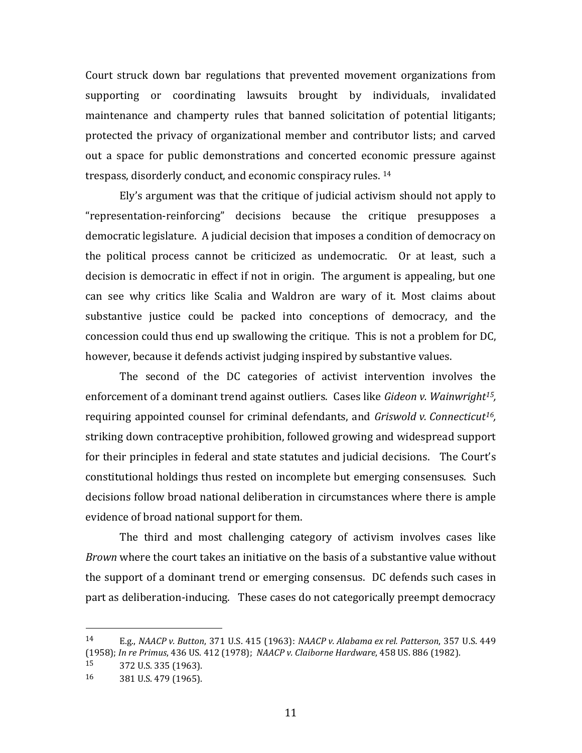Court struck down bar regulations that prevented movement organizations from supporting or coordinating lawsuits brought by individuals, invalidated maintenance and champerty rules that banned solicitation of potential litigants; protected the privacy of organizational member and contributor lists; and carved out a space for public demonstrations and concerted economic pressure against trespass, disorderly conduct, and economic conspiracy rules. [14]

Ely's argument was that the critique of judicial activism should not apply to "representation-reinforcing" decisions because the critique presupposes a democratic legislature. A judicial decision that imposes a condition of democracy on the political process cannot be criticized as undemocratic. Or at least, such a decision is democratic in effect if not in origin. The argument is appealing, but one can see why critics like Scalia and Waldron are wary of it. Most claims about substantive justice could be packed into conceptions of democracy, and the concession could thus end up swallowing the critique. This is not a problem for DC, however, because it defends activist judging inspired by substantive values.

The second of the DC categories of activist intervention involves the enforcement of a dominant trend against outliers. Cases like *Gideon v. Wainwright*[15], requiring appointed counsel for criminal defendants, and *Griswold v. Connecticut*[16], striking down contraceptive prohibition, followed growing and widespread support for their principles in federal and state statutes and judicial decisions. The Court's constitutional holdings thus rested on incomplete but emerging consensuses. Such decisions follow broad national deliberation in circumstances where there is ample evidence of broad national support for them.

The third and most challenging category of activism involves cases like *Brown* where the court takes an initiative on the basis of a substantive value without the support of a dominant trend or emerging consensus. DC defends such cases in part as deliberation-inducing. These cases do not categorically preempt democracy

---

[14] E.g., *NAACP v. Button*, 371 U.S. 415 (1963): *NAACP v. Alabama ex rel. Patterson*, 357 U.S. 449 (1958); *In re Primus*, 436 US. 412 (1978); *NAACP v. Claiborne Hardware*, 458 US. 886 (1982).

[15] 372 U.S. 335 (1963).

[16] 381 U.S. 479 (1965).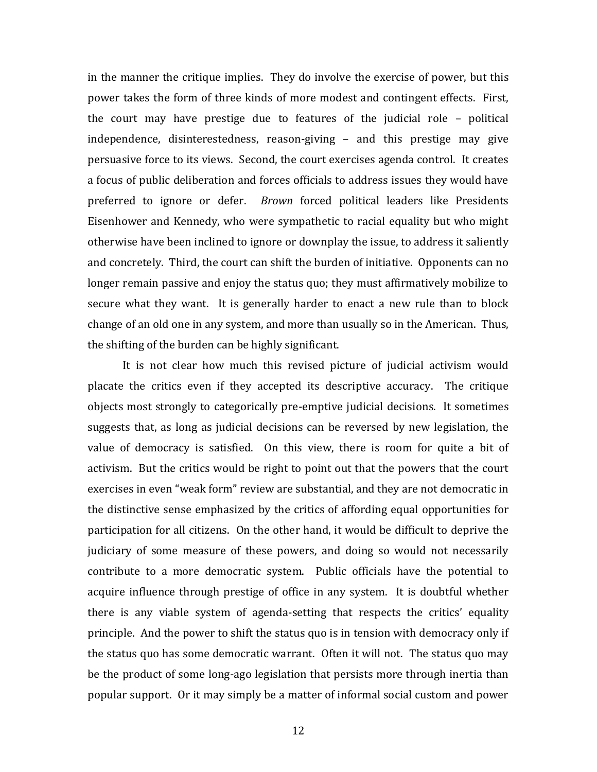in the manner the critique implies. They do involve the exercise of power, but this power takes the form of three kinds of more modest and contingent effects. First, the court may have prestige due to features of the judicial role – political independence, disinterestedness, reason-giving – and this prestige may give persuasive force to its views. Second, the court exercises agenda control. It creates a focus of public deliberation and forces officials to address issues they would have preferred to ignore or defer. *Brown* forced political leaders like Presidents Eisenhower and Kennedy, who were sympathetic to racial equality but who might otherwise have been inclined to ignore or downplay the issue, to address it saliently and concretely. Third, the court can shift the burden of initiative. Opponents can no longer remain passive and enjoy the status quo; they must affirmatively mobilize to secure what they want. It is generally harder to enact a new rule than to block change of an old one in any system, and more than usually so in the American. Thus, the shifting of the burden can be highly significant.

It is not clear how much this revised picture of judicial activism would placate the critics even if they accepted its descriptive accuracy. The critique objects most strongly to categorically pre-emptive judicial decisions. It sometimes suggests that, as long as judicial decisions can be reversed by new legislation, the value of democracy is satisfied. On this view, there is room for quite a bit of activism. But the critics would be right to point out that the powers that the court exercises in even "weak form" review are substantial, and they are not democratic in the distinctive sense emphasized by the critics of affording equal opportunities for participation for all citizens. On the other hand, it would be difficult to deprive the judiciary of some measure of these powers, and doing so would not necessarily contribute to a more democratic system. Public officials have the potential to acquire influence through prestige of office in any system. It is doubtful whether there is any viable system of agenda-setting that respects the critics' equality principle. And the power to shift the status quo is in tension with democracy only if the status quo has some democratic warrant. Often it will not. The status quo may be the product of some long-ago legislation that persists more through inertia than popular support. Or it may simply be a matter of informal social custom and power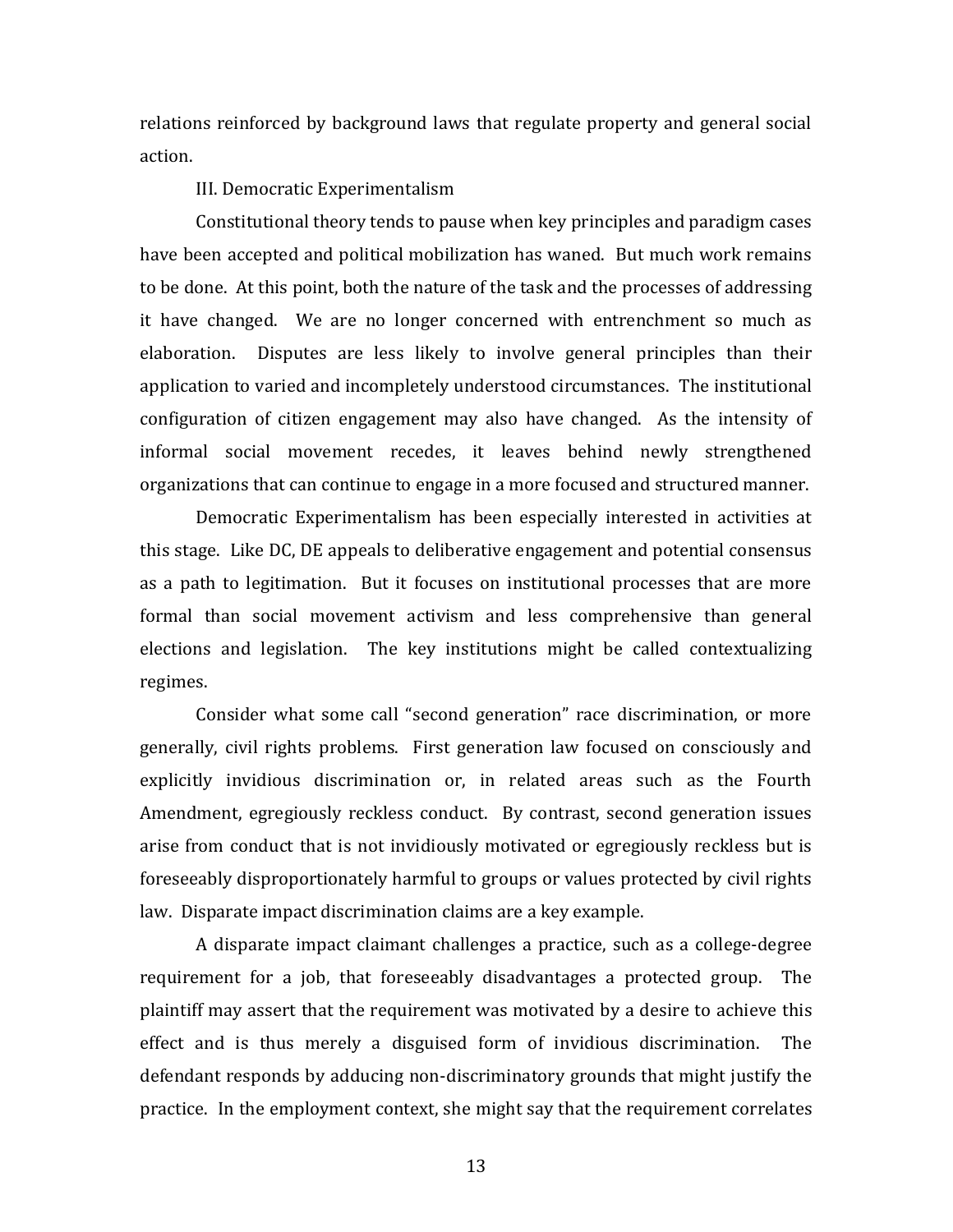relations reinforced by background laws that regulate property and general social action.

## III. Democratic Experimentalism

Constitutional theory tends to pause when key principles and paradigm cases have been accepted and political mobilization has waned. But much work remains to be done. At this point, both the nature of the task and the processes of addressing it have changed. We are no longer concerned with entrenchment so much as elaboration. Disputes are less likely to involve general principles than their application to varied and incompletely understood circumstances. The institutional configuration of citizen engagement may also have changed. As the intensity of informal social movement recedes, it leaves behind newly strengthened organizations that can continue to engage in a more focused and structured manner.

Democratic Experimentalism has been especially interested in activities at this stage. Like DC, DE appeals to deliberative engagement and potential consensus as a path to legitimation. But it focuses on institutional processes that are more formal than social movement activism and less comprehensive than general elections and legislation. The key institutions might be called contextualizing regimes.

Consider what some call "second generation" race discrimination, or more generally, civil rights problems. First generation law focused on consciously and explicitly invidious discrimination or, in related areas such as the Fourth Amendment, egregiously reckless conduct. By contrast, second generation issues arise from conduct that is not invidiously motivated or egregiously reckless but is foreseeably disproportionately harmful to groups or values protected by civil rights law. Disparate impact discrimination claims are a key example.

A disparate impact claimant challenges a practice, such as a college-degree requirement for a job, that foreseeably disadvantages a protected group. The plaintiff may assert that the requirement was motivated by a desire to achieve this effect and is thus merely a disguised form of invidious discrimination. The defendant responds by adducing non-discriminatory grounds that might justify the practice. In the employment context, she might say that the requirement correlates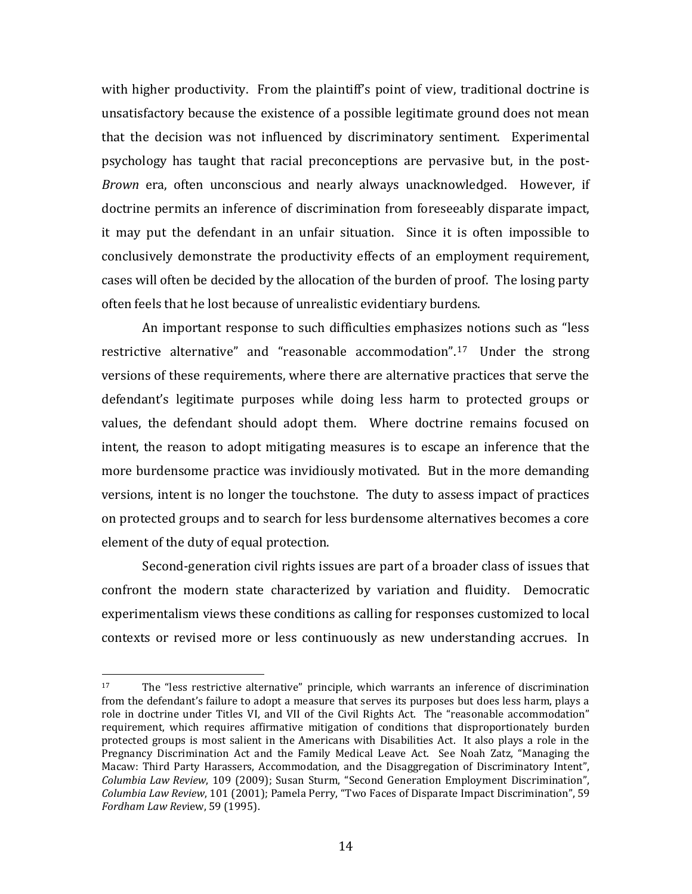with higher productivity. From the plaintiff's point of view, traditional doctrine is unsatisfactory because the existence of a possible legitimate ground does not mean that the decision was not influenced by discriminatory sentiment. Experimental psychology has taught that racial preconceptions are pervasive but, in the post-*Brown* era, often unconscious and nearly always unacknowledged. However, if doctrine permits an inference of discrimination from foreseeably disparate impact, it may put the defendant in an unfair situation. Since it is often impossible to conclusively demonstrate the productivity effects of an employment requirement, cases will often be decided by the allocation of the burden of proof. The losing party often feels that he lost because of unrealistic evidentiary burdens.

An important response to such difficulties emphasizes notions such as "less restrictive alternative" and "reasonable accommodation".[17] Under the strong versions of these requirements, where there are alternative practices that serve the defendant's legitimate purposes while doing less harm to protected groups or values, the defendant should adopt them. Where doctrine remains focused on intent, the reason to adopt mitigating measures is to escape an inference that the more burdensome practice was invidiously motivated. But in the more demanding versions, intent is no longer the touchstone. The duty to assess impact of practices on protected groups and to search for less burdensome alternatives becomes a core element of the duty of equal protection.

Second-generation civil rights issues are part of a broader class of issues that confront the modern state characterized by variation and fluidity. Democratic experimentalism views these conditions as calling for responses customized to local contexts or revised more or less continuously as new understanding accrues. In

---

[17] The "less restrictive alternative" principle, which warrants an inference of discrimination from the defendant's failure to adopt a measure that serves its purposes but does less harm, plays a role in doctrine under Titles VI, and VII of the Civil Rights Act. The "reasonable accommodation" requirement, which requires affirmative mitigation of conditions that disproportionately burden protected groups is most salient in the Americans with Disabilities Act. It also plays a role in the Pregnancy Discrimination Act and the Family Medical Leave Act. See Noah Zatz, "Managing the Macaw: Third Party Harassers, Accommodation, and the Disaggregation of Discriminatory Intent", *Columbia Law Review*, 109 (2009); Susan Sturm, "Second Generation Employment Discrimination", *Columbia Law Review*, 101 (2001); Pamela Perry, "Two Faces of Disparate Impact Discrimination", 59 *Fordham Law Rev*iew, 59 (1995).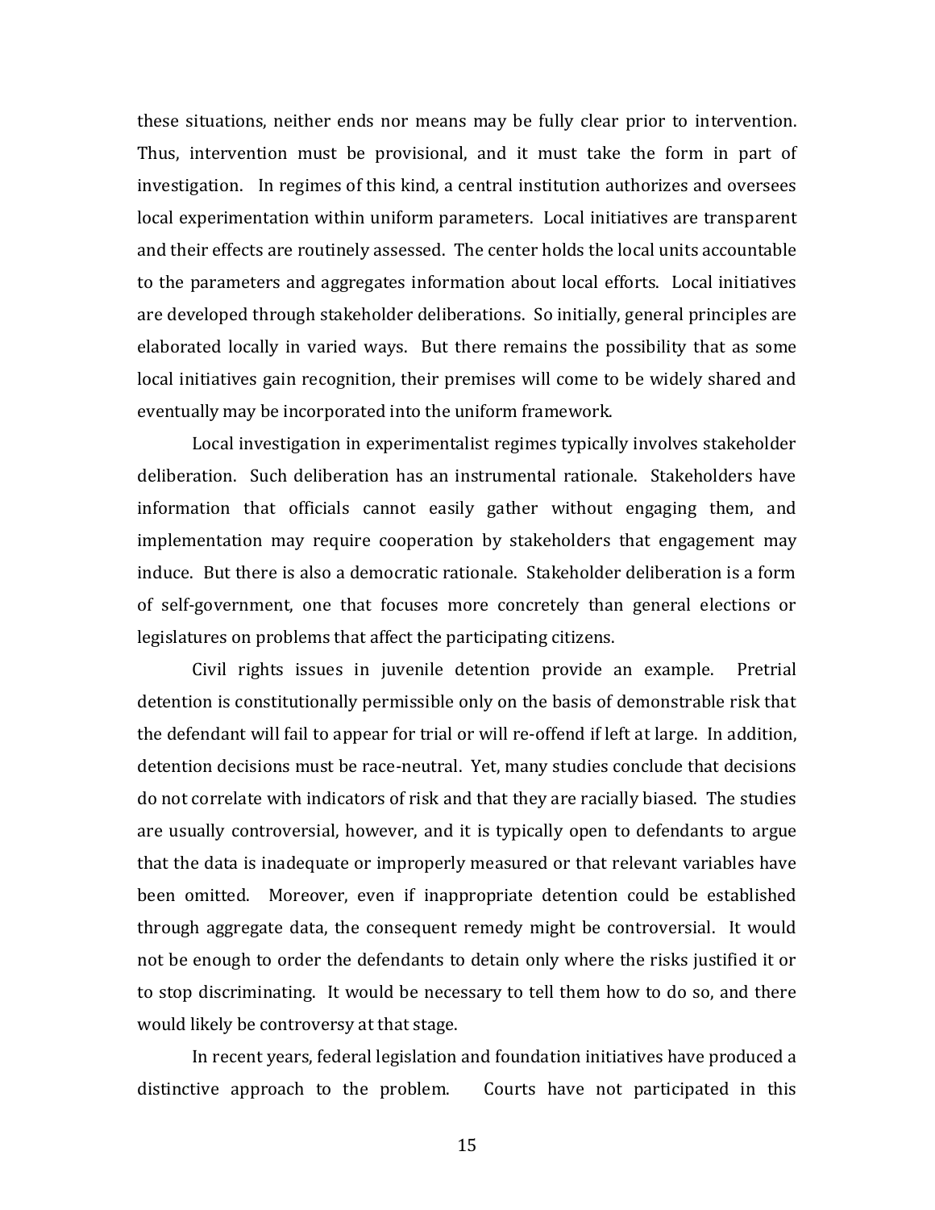these situations, neither ends nor means may be fully clear prior to intervention. Thus, intervention must be provisional, and it must take the form in part of investigation. In regimes of this kind, a central institution authorizes and oversees local experimentation within uniform parameters. Local initiatives are transparent and their effects are routinely assessed. The center holds the local units accountable to the parameters and aggregates information about local efforts. Local initiatives are developed through stakeholder deliberations. So initially, general principles are elaborated locally in varied ways. But there remains the possibility that as some local initiatives gain recognition, their premises will come to be widely shared and eventually may be incorporated into the uniform framework.

Local investigation in experimentalist regimes typically involves stakeholder deliberation. Such deliberation has an instrumental rationale. Stakeholders have information that officials cannot easily gather without engaging them, and implementation may require cooperation by stakeholders that engagement may induce. But there is also a democratic rationale. Stakeholder deliberation is a form of self-government, one that focuses more concretely than general elections or legislatures on problems that affect the participating citizens.

Civil rights issues in juvenile detention provide an example. Pretrial detention is constitutionally permissible only on the basis of demonstrable risk that the defendant will fail to appear for trial or will re-offend if left at large. In addition, detention decisions must be race-neutral. Yet, many studies conclude that decisions do not correlate with indicators of risk and that they are racially biased. The studies are usually controversial, however, and it is typically open to defendants to argue that the data is inadequate or improperly measured or that relevant variables have been omitted. Moreover, even if inappropriate detention could be established through aggregate data, the consequent remedy might be controversial. It would not be enough to order the defendants to detain only where the risks justified it or to stop discriminating. It would be necessary to tell them how to do so, and there would likely be controversy at that stage.

In recent years, federal legislation and foundation initiatives have produced a distinctive approach to the problem. Courts have not participated in this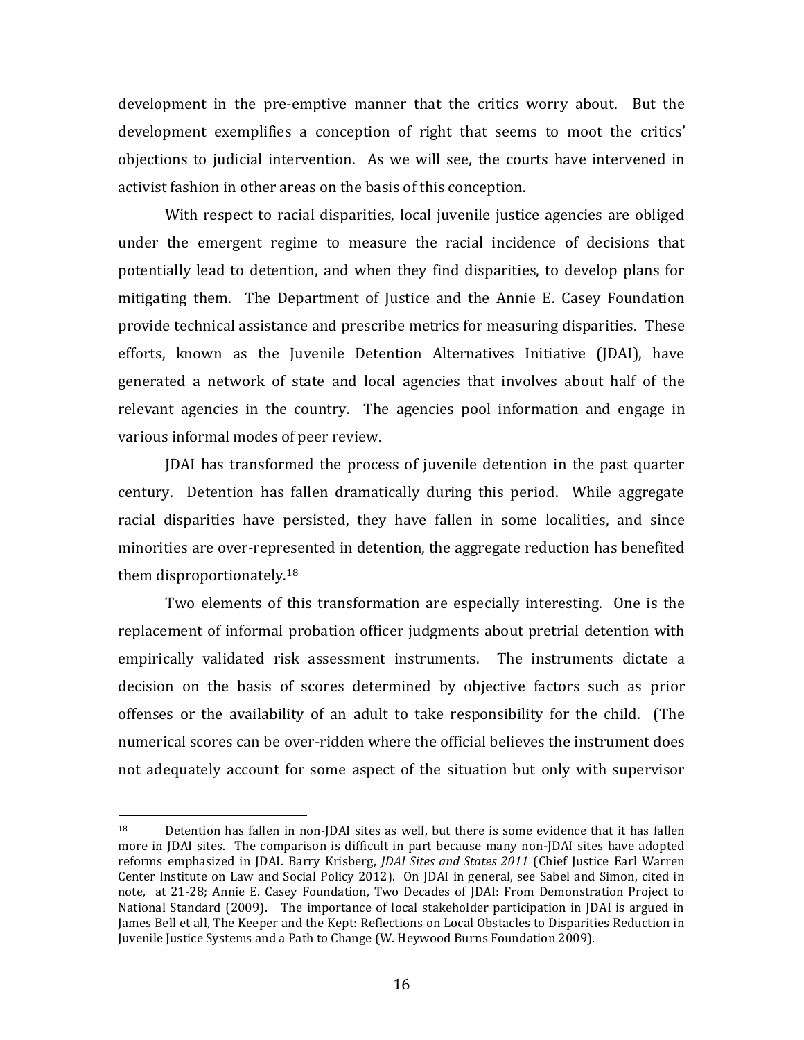development in the pre-emptive manner that the critics worry about. But the development exemplifies a conception of right that seems to moot the critics' objections to judicial intervention. As we will see, the courts have intervened in activist fashion in other areas on the basis of this conception.

With respect to racial disparities, local juvenile justice agencies are obliged under the emergent regime to measure the racial incidence of decisions that potentially lead to detention, and when they find disparities, to develop plans for mitigating them. The Department of Justice and the Annie E. Casey Foundation provide technical assistance and prescribe metrics for measuring disparities. These efforts, known as the Juvenile Detention Alternatives Initiative (JDAI), have generated a network of state and local agencies that involves about half of the relevant agencies in the country. The agencies pool information and engage in various informal modes of peer review.

JDAI has transformed the process of juvenile detention in the past quarter century. Detention has fallen dramatically during this period. While aggregate racial disparities have persisted, they have fallen in some localities, and since minorities are over-represented in detention, the aggregate reduction has benefited them disproportionately.[18]

Two elements of this transformation are especially interesting. One is the replacement of informal probation officer judgments about pretrial detention with empirically validated risk assessment instruments. The instruments dictate a decision on the basis of scores determined by objective factors such as prior offenses or the availability of an adult to take responsibility for the child. (The numerical scores can be over-ridden where the official believes the instrument does not adequately account for some aspect of the situation but only with supervisor

---

[18] Detention has fallen in non-JDAI sites as well, but there is some evidence that it has fallen more in JDAI sites. The comparison is difficult in part because many non-JDAI sites have adopted reforms emphasized in JDAI. Barry Krisberg, *JDAI Sites and States 2011* (Chief Justice Earl Warren Center Institute on Law and Social Policy 2012). On JDAI in general, see Sabel and Simon, cited in note, at 21-28; Annie E. Casey Foundation, Two Decades of JDAI: From Demonstration Project to National Standard (2009). The importance of local stakeholder participation in JDAI is argued in James Bell et all, The Keeper and the Kept: Reflections on Local Obstacles to Disparities Reduction in Juvenile Justice Systems and a Path to Change (W. Heywood Burns Foundation 2009).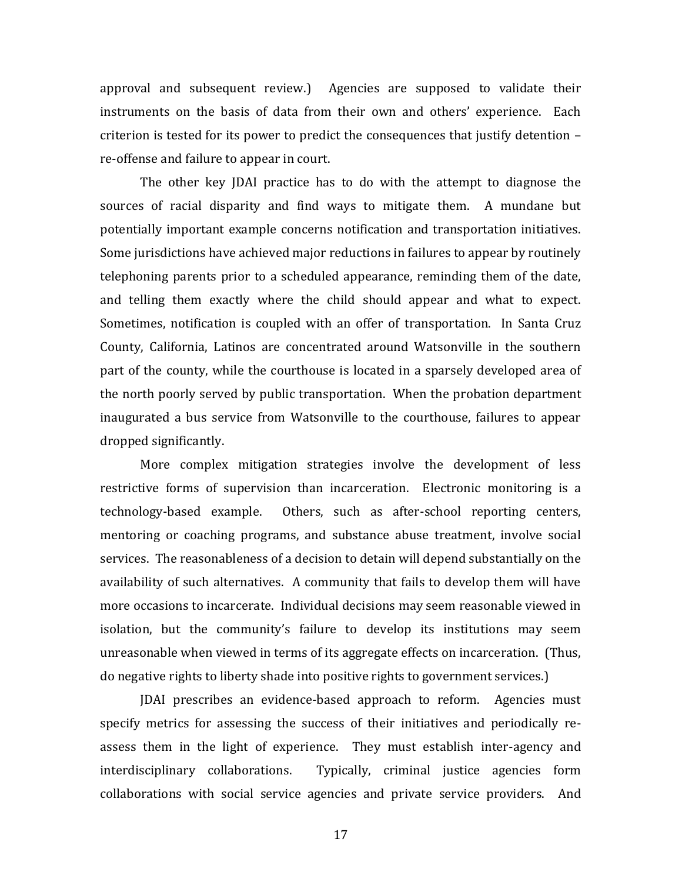approval and subsequent review.) Agencies are supposed to validate their instruments on the basis of data from their own and others' experience. Each criterion is tested for its power to predict the consequences that justify detention – re-offense and failure to appear in court.

The other key JDAI practice has to do with the attempt to diagnose the sources of racial disparity and find ways to mitigate them. A mundane but potentially important example concerns notification and transportation initiatives. Some jurisdictions have achieved major reductions in failures to appear by routinely telephoning parents prior to a scheduled appearance, reminding them of the date, and telling them exactly where the child should appear and what to expect. Sometimes, notification is coupled with an offer of transportation. In Santa Cruz County, California, Latinos are concentrated around Watsonville in the southern part of the county, while the courthouse is located in a sparsely developed area of the north poorly served by public transportation. When the probation department inaugurated a bus service from Watsonville to the courthouse, failures to appear dropped significantly.

More complex mitigation strategies involve the development of less restrictive forms of supervision than incarceration. Electronic monitoring is a technology-based example. Others, such as after-school reporting centers, mentoring or coaching programs, and substance abuse treatment, involve social services. The reasonableness of a decision to detain will depend substantially on the availability of such alternatives. A community that fails to develop them will have more occasions to incarcerate. Individual decisions may seem reasonable viewed in isolation, but the community's failure to develop its institutions may seem unreasonable when viewed in terms of its aggregate effects on incarceration. (Thus, do negative rights to liberty shade into positive rights to government services.)

JDAI prescribes an evidence-based approach to reform. Agencies must specify metrics for assessing the success of their initiatives and periodically re-assess them in the light of experience. They must establish inter-agency and interdisciplinary collaborations. Typically, criminal justice agencies form collaborations with social service agencies and private service providers. And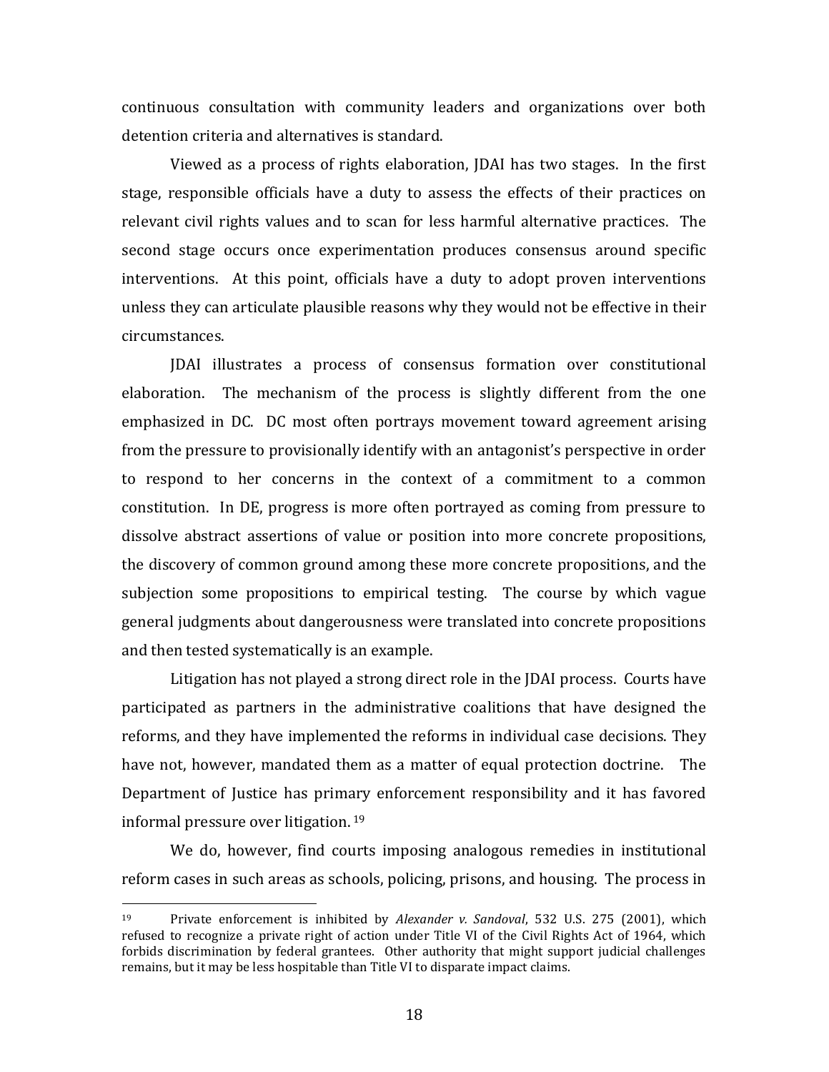continuous consultation with community leaders and organizations over both detention criteria and alternatives is standard.

Viewed as a process of rights elaboration, JDAI has two stages. In the first stage, responsible officials have a duty to assess the effects of their practices on relevant civil rights values and to scan for less harmful alternative practices. The second stage occurs once experimentation produces consensus around specific interventions. At this point, officials have a duty to adopt proven interventions unless they can articulate plausible reasons why they would not be effective in their circumstances.

JDAI illustrates a process of consensus formation over constitutional elaboration. The mechanism of the process is slightly different from the one emphasized in DC. DC most often portrays movement toward agreement arising from the pressure to provisionally identify with an antagonist's perspective in order to respond to her concerns in the context of a commitment to a common constitution. In DE, progress is more often portrayed as coming from pressure to dissolve abstract assertions of value or position into more concrete propositions, the discovery of common ground among these more concrete propositions, and the subjection some propositions to empirical testing. The course by which vague general judgments about dangerousness were translated into concrete propositions and then tested systematically is an example.

Litigation has not played a strong direct role in the JDAI process. Courts have participated as partners in the administrative coalitions that have designed the reforms, and they have implemented the reforms in individual case decisions. They have not, however, mandated them as a matter of equal protection doctrine. The Department of Justice has primary enforcement responsibility and it has favored informal pressure over litigation.[19]

We do, however, find courts imposing analogous remedies in institutional reform cases in such areas as schools, policing, prisons, and housing. The process in

---

[19] Private enforcement is inhibited by *Alexander v. Sandoval*, 532 U.S. 275 (2001), which refused to recognize a private right of action under Title VI of the Civil Rights Act of 1964, which forbids discrimination by federal grantees. Other authority that might support judicial challenges remains, but it may be less hospitable than Title VI to disparate impact claims.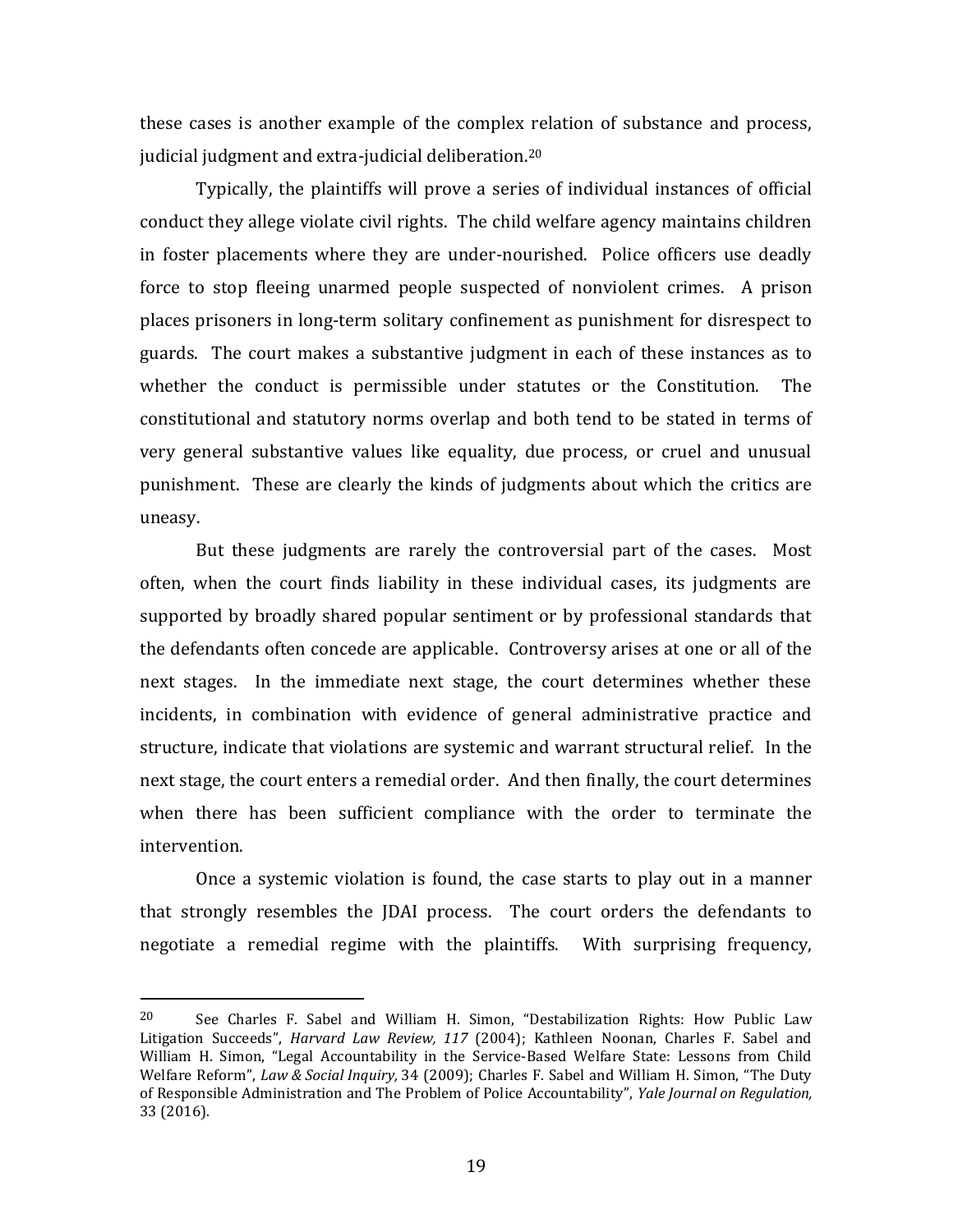these cases is another example of the complex relation of substance and process, judicial judgment and extra-judicial deliberation.[20]

Typically, the plaintiffs will prove a series of individual instances of official conduct they allege violate civil rights. The child welfare agency maintains children in foster placements where they are under-nourished. Police officers use deadly force to stop fleeing unarmed people suspected of nonviolent crimes. A prison places prisoners in long-term solitary confinement as punishment for disrespect to guards. The court makes a substantive judgment in each of these instances as to whether the conduct is permissible under statutes or the Constitution. The constitutional and statutory norms overlap and both tend to be stated in terms of very general substantive values like equality, due process, or cruel and unusual punishment. These are clearly the kinds of judgments about which the critics are uneasy.

But these judgments are rarely the controversial part of the cases. Most often, when the court finds liability in these individual cases, its judgments are supported by broadly shared popular sentiment or by professional standards that the defendants often concede are applicable. Controversy arises at one or all of the next stages. In the immediate next stage, the court determines whether these incidents, in combination with evidence of general administrative practice and structure, indicate that violations are systemic and warrant structural relief. In the next stage, the court enters a remedial order. And then finally, the court determines when there has been sufficient compliance with the order to terminate the intervention.

Once a systemic violation is found, the case starts to play out in a manner that strongly resembles the JDAI process. The court orders the defendants to negotiate a remedial regime with the plaintiffs. With surprising frequency,

---

[20] See Charles F. Sabel and William H. Simon, "Destabilization Rights: How Public Law Litigation Succeeds", *Harvard Law Review, 117* (2004); Kathleen Noonan, Charles F. Sabel and William H. Simon, "Legal Accountability in the Service-Based Welfare State: Lessons from Child Welfare Reform", *Law & Social Inquiry,* 34 (2009); Charles F. Sabel and William H. Simon, "The Duty of Responsible Administration and The Problem of Police Accountability", *Yale Journal on Regulation,* 33 (2016).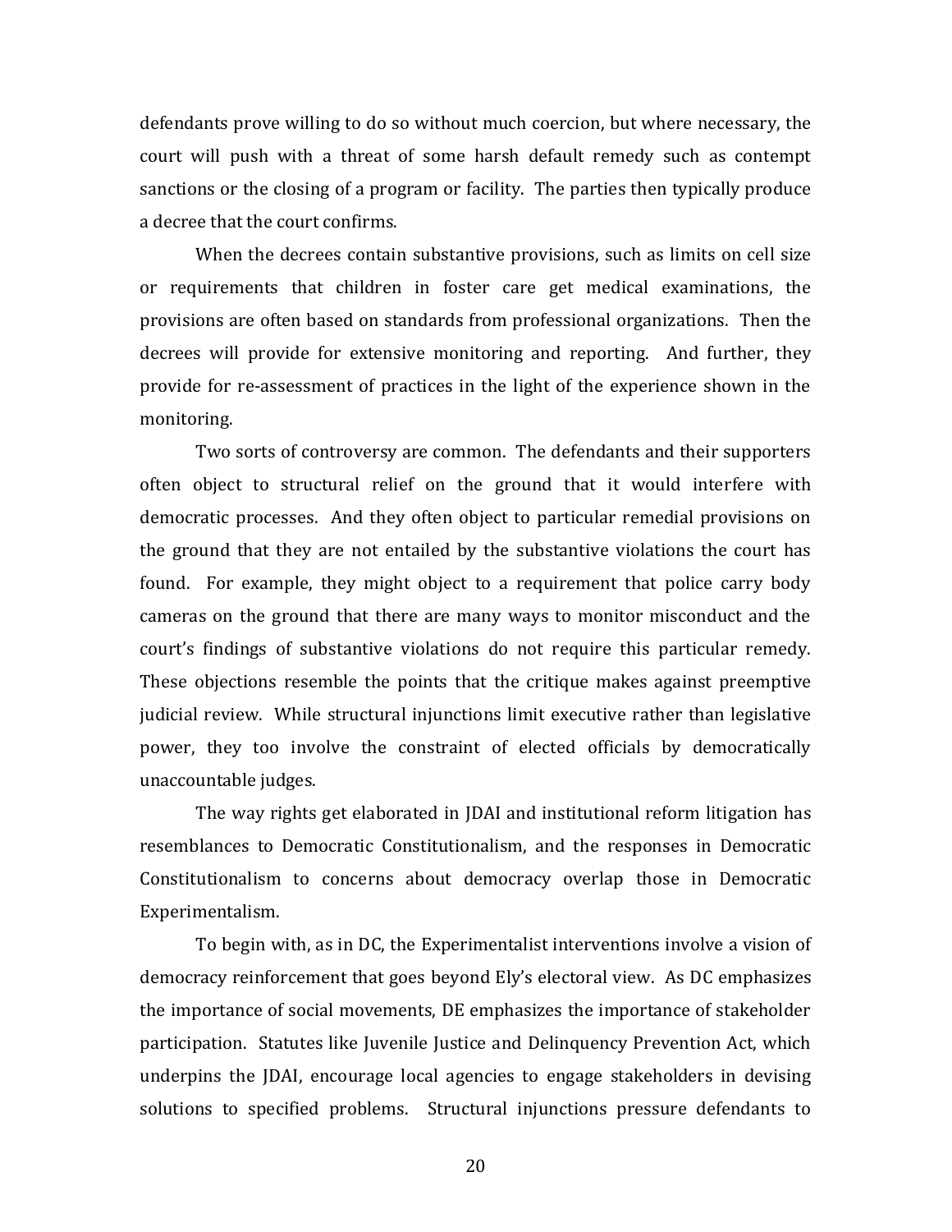defendants prove willing to do so without much coercion, but where necessary, the court will push with a threat of some harsh default remedy such as contempt sanctions or the closing of a program or facility. The parties then typically produce a decree that the court confirms.

When the decrees contain substantive provisions, such as limits on cell size or requirements that children in foster care get medical examinations, the provisions are often based on standards from professional organizations. Then the decrees will provide for extensive monitoring and reporting. And further, they provide for re-assessment of practices in the light of the experience shown in the monitoring.

Two sorts of controversy are common. The defendants and their supporters often object to structural relief on the ground that it would interfere with democratic processes. And they often object to particular remedial provisions on the ground that they are not entailed by the substantive violations the court has found. For example, they might object to a requirement that police carry body cameras on the ground that there are many ways to monitor misconduct and the court's findings of substantive violations do not require this particular remedy. These objections resemble the points that the critique makes against preemptive judicial review. While structural injunctions limit executive rather than legislative power, they too involve the constraint of elected officials by democratically unaccountable judges.

The way rights get elaborated in JDAI and institutional reform litigation has resemblances to Democratic Constitutionalism, and the responses in Democratic Constitutionalism to concerns about democracy overlap those in Democratic Experimentalism.

To begin with, as in DC, the Experimentalist interventions involve a vision of democracy reinforcement that goes beyond Ely's electoral view. As DC emphasizes the importance of social movements, DE emphasizes the importance of stakeholder participation. Statutes like Juvenile Justice and Delinquency Prevention Act, which underpins the JDAI, encourage local agencies to engage stakeholders in devising solutions to specified problems. Structural injunctions pressure defendants to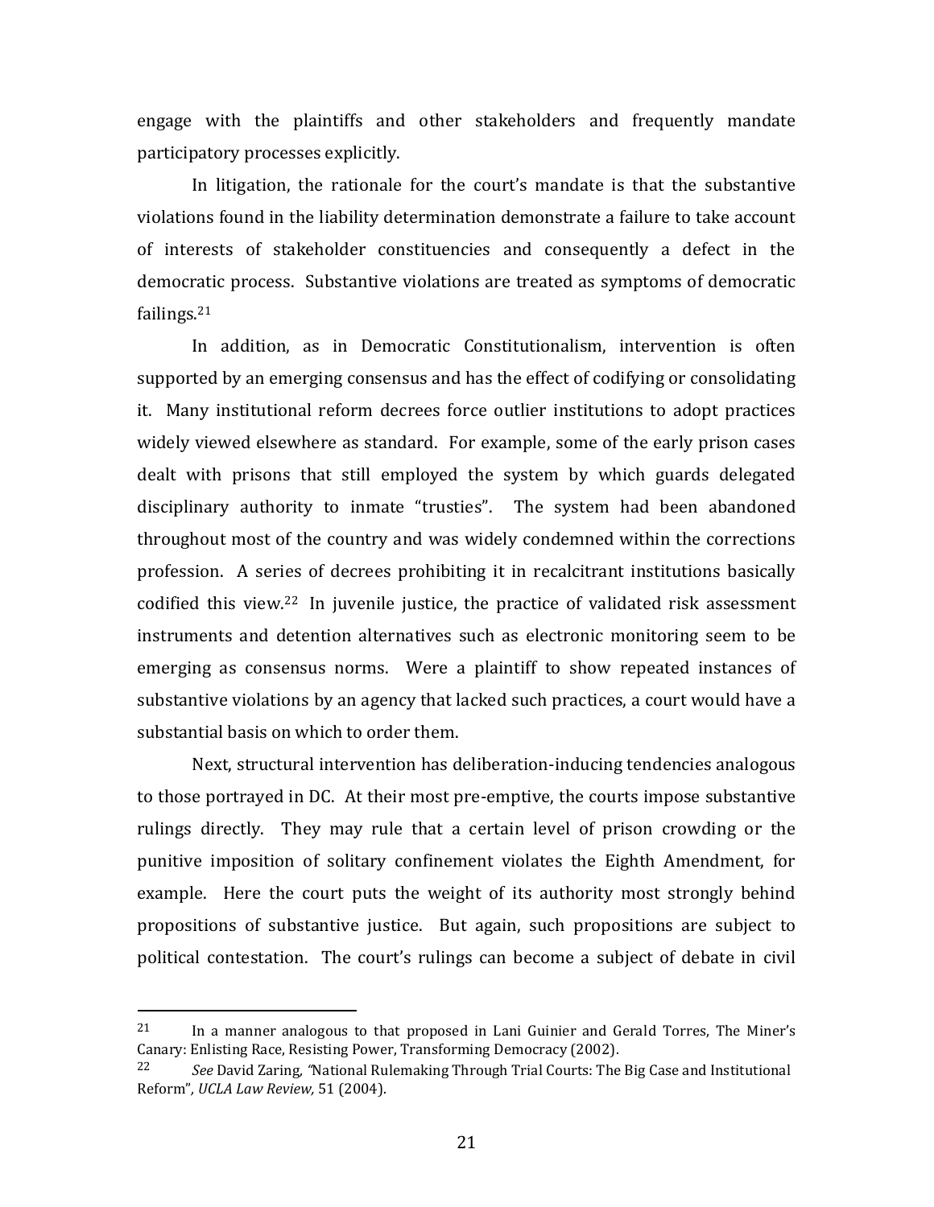engage with the plaintiffs and other stakeholders and frequently mandate participatory processes explicitly.

In litigation, the rationale for the court's mandate is that the substantive violations found in the liability determination demonstrate a failure to take account of interests of stakeholder constituencies and consequently a defect in the democratic process. Substantive violations are treated as symptoms of democratic failings.[21]

In addition, as in Democratic Constitutionalism, intervention is often supported by an emerging consensus and has the effect of codifying or consolidating it. Many institutional reform decrees force outlier institutions to adopt practices widely viewed elsewhere as standard. For example, some of the early prison cases dealt with prisons that still employed the system by which guards delegated disciplinary authority to inmate "trusties". The system had been abandoned throughout most of the country and was widely condemned within the corrections profession. A series of decrees prohibiting it in recalcitrant institutions basically codified this view.[22] In juvenile justice, the practice of validated risk assessment instruments and detention alternatives such as electronic monitoring seem to be emerging as consensus norms. Were a plaintiff to show repeated instances of substantive violations by an agency that lacked such practices, a court would have a substantial basis on which to order them.

Next, structural intervention has deliberation-inducing tendencies analogous to those portrayed in DC. At their most pre-emptive, the courts impose substantive rulings directly. They may rule that a certain level of prison crowding or the punitive imposition of solitary confinement violates the Eighth Amendment, for example. Here the court puts the weight of its authority most strongly behind propositions of substantive justice. But again, such propositions are subject to political contestation. The court's rulings can become a subject of debate in civil

---

[21] In a manner analogous to that proposed in Lani Guinier and Gerald Torres, The Miner's Canary: Enlisting Race, Resisting Power, Transforming Democracy (2002).

[22] *See* David Zaring, "National Rulemaking Through Trial Courts: The Big Case and Institutional Reform", *UCLA Law Review,* 51 (2004).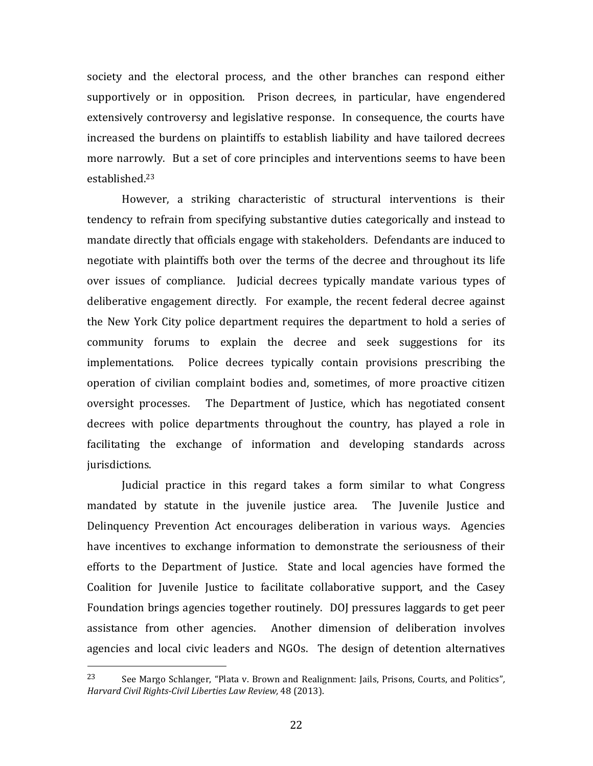society and the electoral process, and the other branches can respond either supportively or in opposition. Prison decrees, in particular, have engendered extensively controversy and legislative response. In consequence, the courts have increased the burdens on plaintiffs to establish liability and have tailored decrees more narrowly. But a set of core principles and interventions seems to have been established.[23]

However, a striking characteristic of structural interventions is their tendency to refrain from specifying substantive duties categorically and instead to mandate directly that officials engage with stakeholders. Defendants are induced to negotiate with plaintiffs both over the terms of the decree and throughout its life over issues of compliance. Judicial decrees typically mandate various types of deliberative engagement directly. For example, the recent federal decree against the New York City police department requires the department to hold a series of community forums to explain the decree and seek suggestions for its implementations. Police decrees typically contain provisions prescribing the operation of civilian complaint bodies and, sometimes, of more proactive citizen oversight processes. The Department of Justice, which has negotiated consent decrees with police departments throughout the country, has played a role in facilitating the exchange of information and developing standards across jurisdictions.

Judicial practice in this regard takes a form similar to what Congress mandated by statute in the juvenile justice area. The Juvenile Justice and Delinquency Prevention Act encourages deliberation in various ways. Agencies have incentives to exchange information to demonstrate the seriousness of their efforts to the Department of Justice. State and local agencies have formed the Coalition for Juvenile Justice to facilitate collaborative support, and the Casey Foundation brings agencies together routinely. DOJ pressures laggards to get peer assistance from other agencies. Another dimension of deliberation involves agencies and local civic leaders and NGOs. The design of detention alternatives

[23] See Margo Schlanger, "Plata v. Brown and Realignment: Jails, Prisons, Courts, and Politics", *Harvard Civil Rights-Civil Liberties Law Review,* 48 (2013).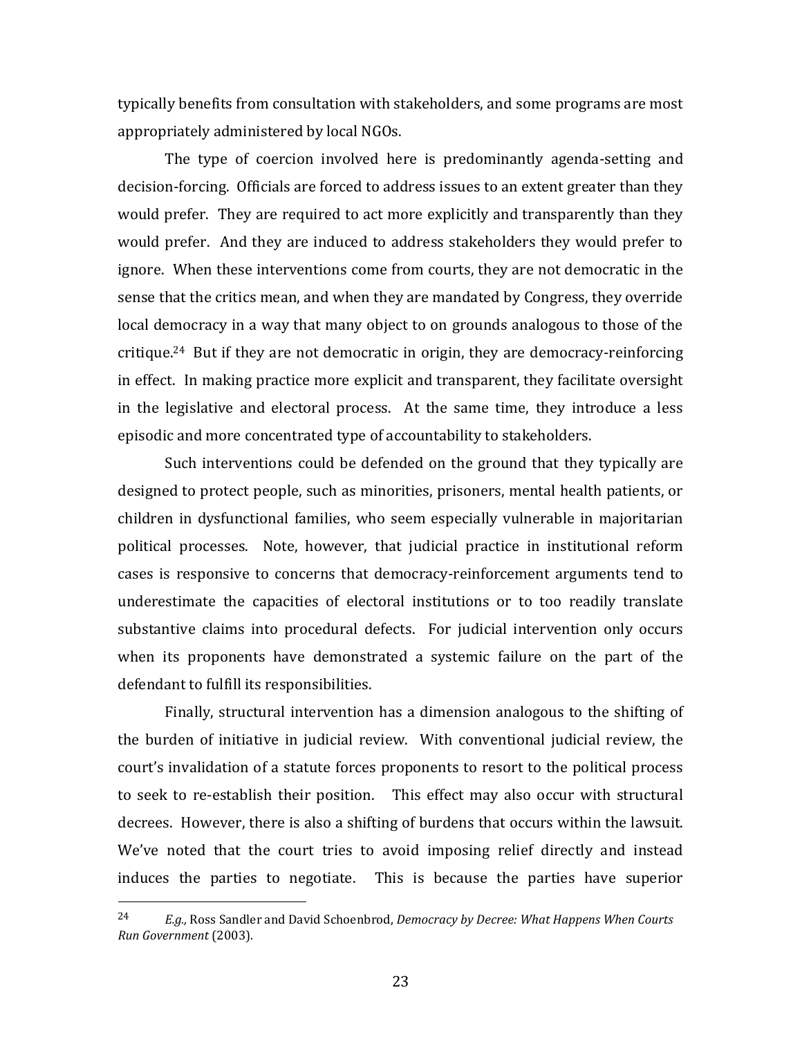typically benefits from consultation with stakeholders, and some programs are most appropriately administered by local NGOs.

The type of coercion involved here is predominantly agenda-setting and decision-forcing. Officials are forced to address issues to an extent greater than they would prefer. They are required to act more explicitly and transparently than they would prefer. And they are induced to address stakeholders they would prefer to ignore. When these interventions come from courts, they are not democratic in the sense that the critics mean, and when they are mandated by Congress, they override local democracy in a way that many object to on grounds analogous to those of the critique.[24] But if they are not democratic in origin, they are democracy-reinforcing in effect. In making practice more explicit and transparent, they facilitate oversight in the legislative and electoral process. At the same time, they introduce a less episodic and more concentrated type of accountability to stakeholders.

Such interventions could be defended on the ground that they typically are designed to protect people, such as minorities, prisoners, mental health patients, or children in dysfunctional families, who seem especially vulnerable in majoritarian political processes. Note, however, that judicial practice in institutional reform cases is responsive to concerns that democracy-reinforcement arguments tend to underestimate the capacities of electoral institutions or to too readily translate substantive claims into procedural defects. For judicial intervention only occurs when its proponents have demonstrated a systemic failure on the part of the defendant to fulfill its responsibilities.

Finally, structural intervention has a dimension analogous to the shifting of the burden of initiative in judicial review. With conventional judicial review, the court's invalidation of a statute forces proponents to resort to the political process to seek to re-establish their position. This effect may also occur with structural decrees. However, there is also a shifting of burdens that occurs within the lawsuit. We've noted that the court tries to avoid imposing relief directly and instead induces the parties to negotiate. This is because the parties have superior

[24] *E.g.,* Ross Sandler and David Schoenbrod, *Democracy by Decree: What Happens When Courts Run Government* (2003).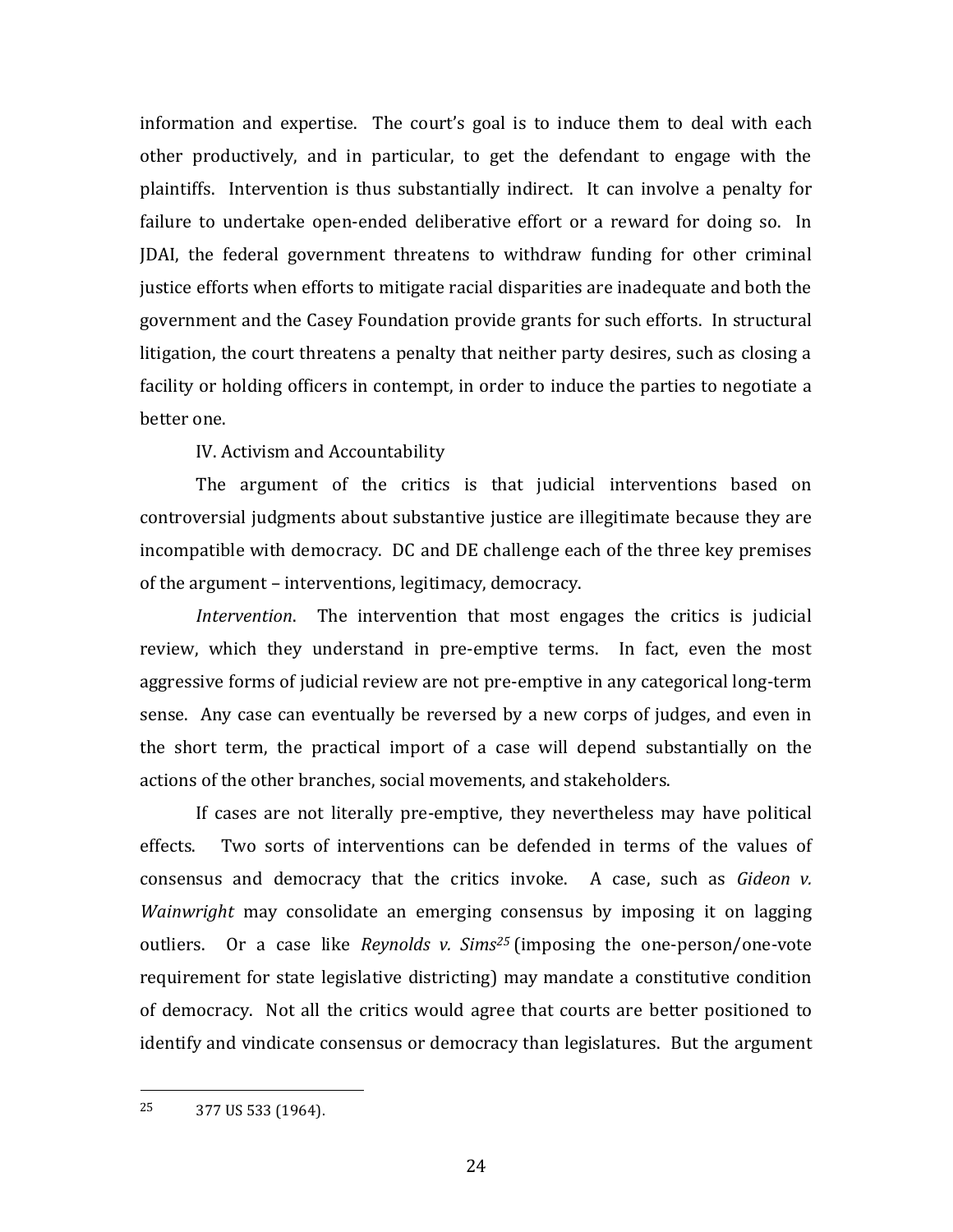information and expertise. The court's goal is to induce them to deal with each other productively, and in particular, to get the defendant to engage with the plaintiffs. Intervention is thus substantially indirect. It can involve a penalty for failure to undertake open-ended deliberative effort or a reward for doing so. In JDAI, the federal government threatens to withdraw funding for other criminal justice efforts when efforts to mitigate racial disparities are inadequate and both the government and the Casey Foundation provide grants for such efforts. In structural litigation, the court threatens a penalty that neither party desires, such as closing a facility or holding officers in contempt, in order to induce the parties to negotiate a better one.

## IV. Activism and Accountability

The argument of the critics is that judicial interventions based on controversial judgments about substantive justice are illegitimate because they are incompatible with democracy. DC and DE challenge each of the three key premises of the argument – interventions, legitimacy, democracy.

*Intervention*. The intervention that most engages the critics is judicial review, which they understand in pre-emptive terms. In fact, even the most aggressive forms of judicial review are not pre-emptive in any categorical long-term sense. Any case can eventually be reversed by a new corps of judges, and even in the short term, the practical import of a case will depend substantially on the actions of the other branches, social movements, and stakeholders.

If cases are not literally pre-emptive, they nevertheless may have political effects. Two sorts of interventions can be defended in terms of the values of consensus and democracy that the critics invoke. A case, such as *Gideon v. Wainwright* may consolidate an emerging consensus by imposing it on lagging outliers. Or a case like *Reynolds v. Sims*[25] (imposing the one-person/one-vote requirement for state legislative districting) may mandate a constitutive condition of democracy. Not all the critics would agree that courts are better positioned to identify and vindicate consensus or democracy than legislatures. But the argument

[25] 377 US 533 (1964).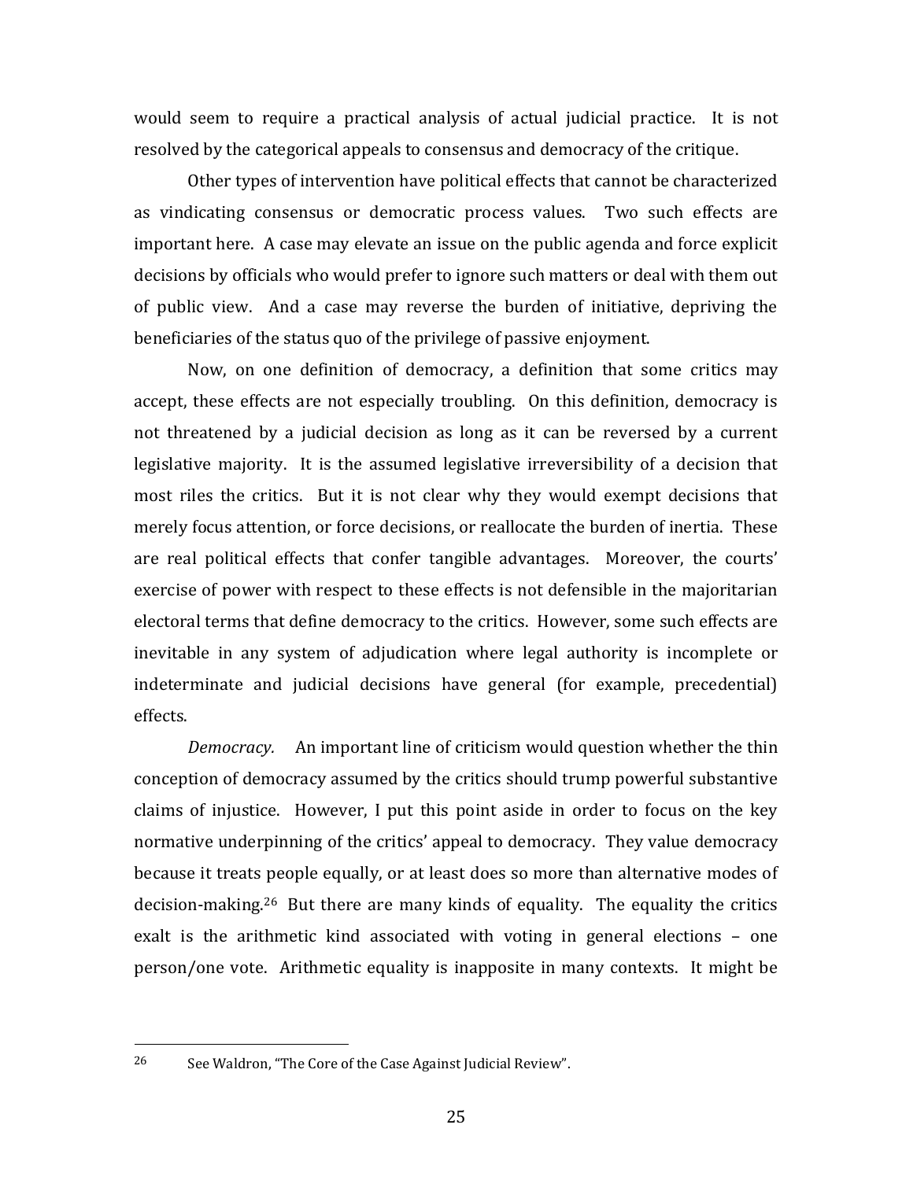would seem to require a practical analysis of actual judicial practice. It is not resolved by the categorical appeals to consensus and democracy of the critique.

Other types of intervention have political effects that cannot be characterized as vindicating consensus or democratic process values. Two such effects are important here. A case may elevate an issue on the public agenda and force explicit decisions by officials who would prefer to ignore such matters or deal with them out of public view. And a case may reverse the burden of initiative, depriving the beneficiaries of the status quo of the privilege of passive enjoyment.

Now, on one definition of democracy, a definition that some critics may accept, these effects are not especially troubling. On this definition, democracy is not threatened by a judicial decision as long as it can be reversed by a current legislative majority. It is the assumed legislative irreversibility of a decision that most riles the critics. But it is not clear why they would exempt decisions that merely focus attention, or force decisions, or reallocate the burden of inertia. These are real political effects that confer tangible advantages. Moreover, the courts' exercise of power with respect to these effects is not defensible in the majoritarian electoral terms that define democracy to the critics. However, some such effects are inevitable in any system of adjudication where legal authority is incomplete or indeterminate and judicial decisions have general (for example, precedential) effects.

*Democracy.* An important line of criticism would question whether the thin conception of democracy assumed by the critics should trump powerful substantive claims of injustice. However, I put this point aside in order to focus on the key normative underpinning of the critics' appeal to democracy. They value democracy because it treats people equally, or at least does so more than alternative modes of decision-making.[26] But there are many kinds of equality. The equality the critics exalt is the arithmetic kind associated with voting in general elections – one person/one vote. Arithmetic equality is inapposite in many contexts. It might be

[26] See Waldron, "The Core of the Case Against Judicial Review".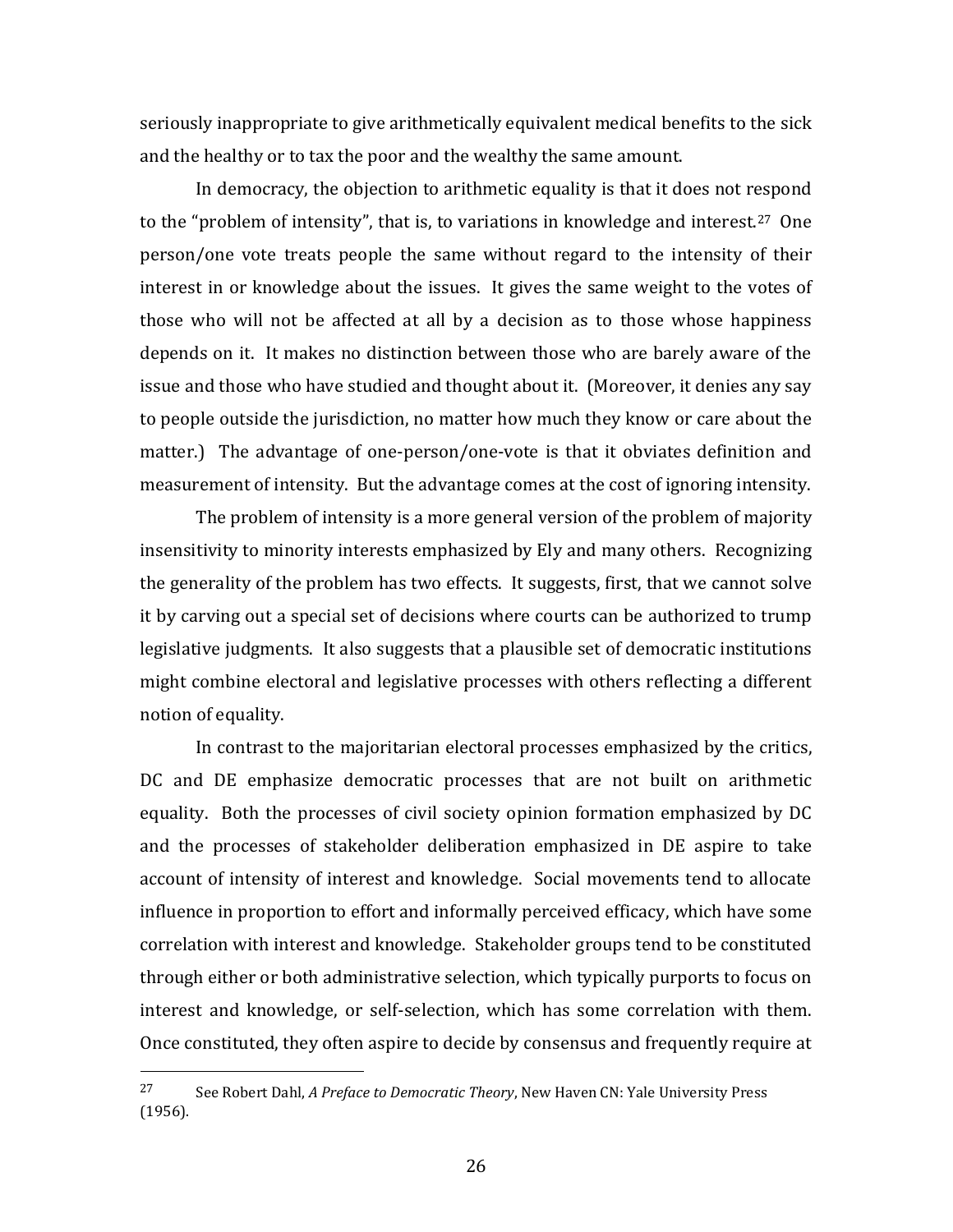seriously inappropriate to give arithmetically equivalent medical benefits to the sick and the healthy or to tax the poor and the wealthy the same amount.

In democracy, the objection to arithmetic equality is that it does not respond to the "problem of intensity", that is, to variations in knowledge and interest.[27] One person/one vote treats people the same without regard to the intensity of their interest in or knowledge about the issues. It gives the same weight to the votes of those who will not be affected at all by a decision as to those whose happiness depends on it. It makes no distinction between those who are barely aware of the issue and those who have studied and thought about it. (Moreover, it denies any say to people outside the jurisdiction, no matter how much they know or care about the matter.) The advantage of one-person/one-vote is that it obviates definition and measurement of intensity. But the advantage comes at the cost of ignoring intensity.

The problem of intensity is a more general version of the problem of majority insensitivity to minority interests emphasized by Ely and many others. Recognizing the generality of the problem has two effects. It suggests, first, that we cannot solve it by carving out a special set of decisions where courts can be authorized to trump legislative judgments. It also suggests that a plausible set of democratic institutions might combine electoral and legislative processes with others reflecting a different notion of equality.

In contrast to the majoritarian electoral processes emphasized by the critics, DC and DE emphasize democratic processes that are not built on arithmetic equality. Both the processes of civil society opinion formation emphasized by DC and the processes of stakeholder deliberation emphasized in DE aspire to take account of intensity of interest and knowledge. Social movements tend to allocate influence in proportion to effort and informally perceived efficacy, which have some correlation with interest and knowledge. Stakeholder groups tend to be constituted through either or both administrative selection, which typically purports to focus on interest and knowledge, or self-selection, which has some correlation with them. Once constituted, they often aspire to decide by consensus and frequently require at

---

[27] See Robert Dahl, *A Preface to Democratic Theory*, New Haven CN: Yale University Press (1956).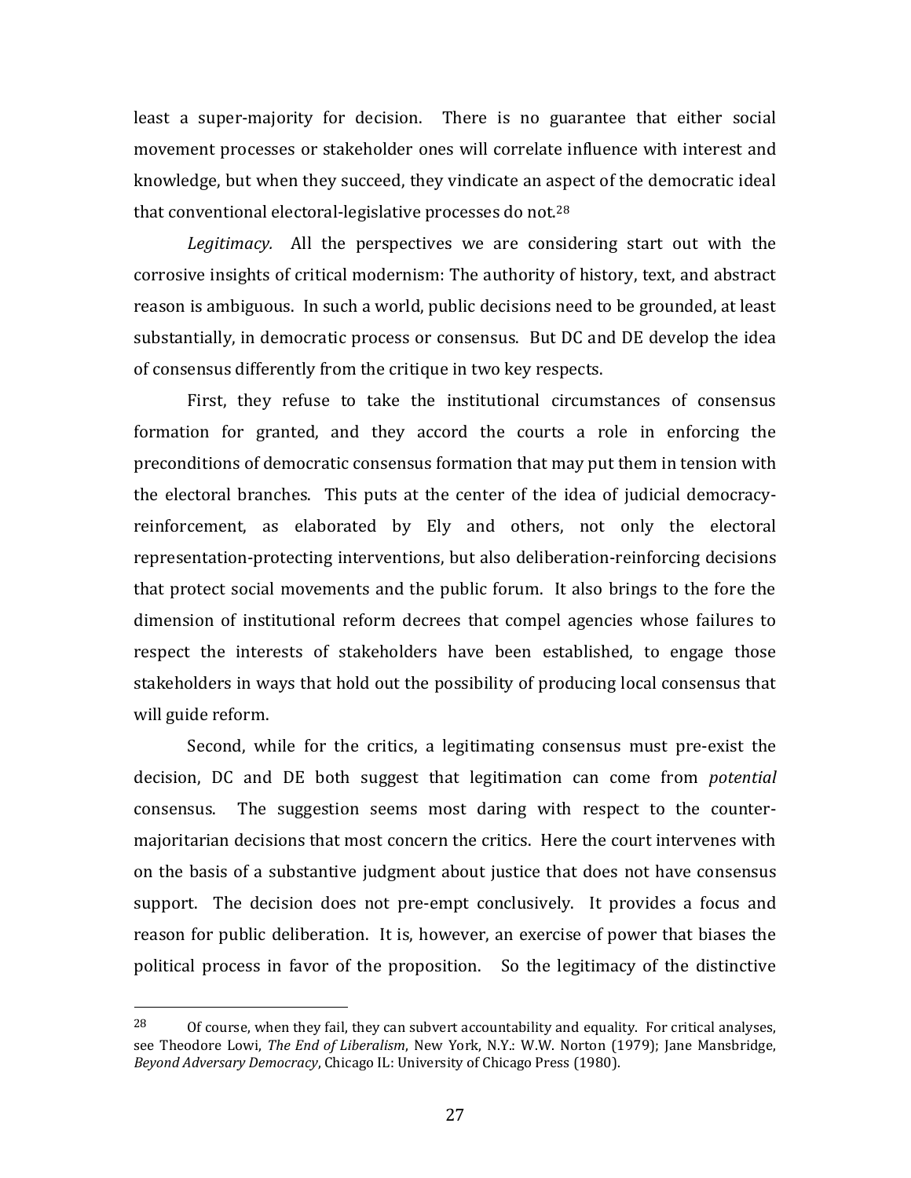least a super-majority for decision. There is no guarantee that either social movement processes or stakeholder ones will correlate influence with interest and knowledge, but when they succeed, they vindicate an aspect of the democratic ideal that conventional electoral-legislative processes do not.[28]

*Legitimacy.* All the perspectives we are considering start out with the corrosive insights of critical modernism: The authority of history, text, and abstract reason is ambiguous. In such a world, public decisions need to be grounded, at least substantially, in democratic process or consensus. But DC and DE develop the idea of consensus differently from the critique in two key respects.

First, they refuse to take the institutional circumstances of consensus formation for granted, and they accord the courts a role in enforcing the preconditions of democratic consensus formation that may put them in tension with the electoral branches. This puts at the center of the idea of judicial democracy-reinforcement, as elaborated by Ely and others, not only the electoral representation-protecting interventions, but also deliberation-reinforcing decisions that protect social movements and the public forum. It also brings to the fore the dimension of institutional reform decrees that compel agencies whose failures to respect the interests of stakeholders have been established, to engage those stakeholders in ways that hold out the possibility of producing local consensus that will guide reform.

Second, while for the critics, a legitimating consensus must pre-exist the decision, DC and DE both suggest that legitimation can come from *potential* consensus. The suggestion seems most daring with respect to the counter-majoritarian decisions that most concern the critics. Here the court intervenes with on the basis of a substantive judgment about justice that does not have consensus support. The decision does not pre-empt conclusively. It provides a focus and reason for public deliberation. It is, however, an exercise of power that biases the political process in favor of the proposition. So the legitimacy of the distinctive

---

[28] Of course, when they fail, they can subvert accountability and equality. For critical analyses, see Theodore Lowi, *The End of Liberalism*, New York, N.Y.: W.W. Norton (1979); Jane Mansbridge, *Beyond Adversary Democracy*, Chicago IL: University of Chicago Press (1980).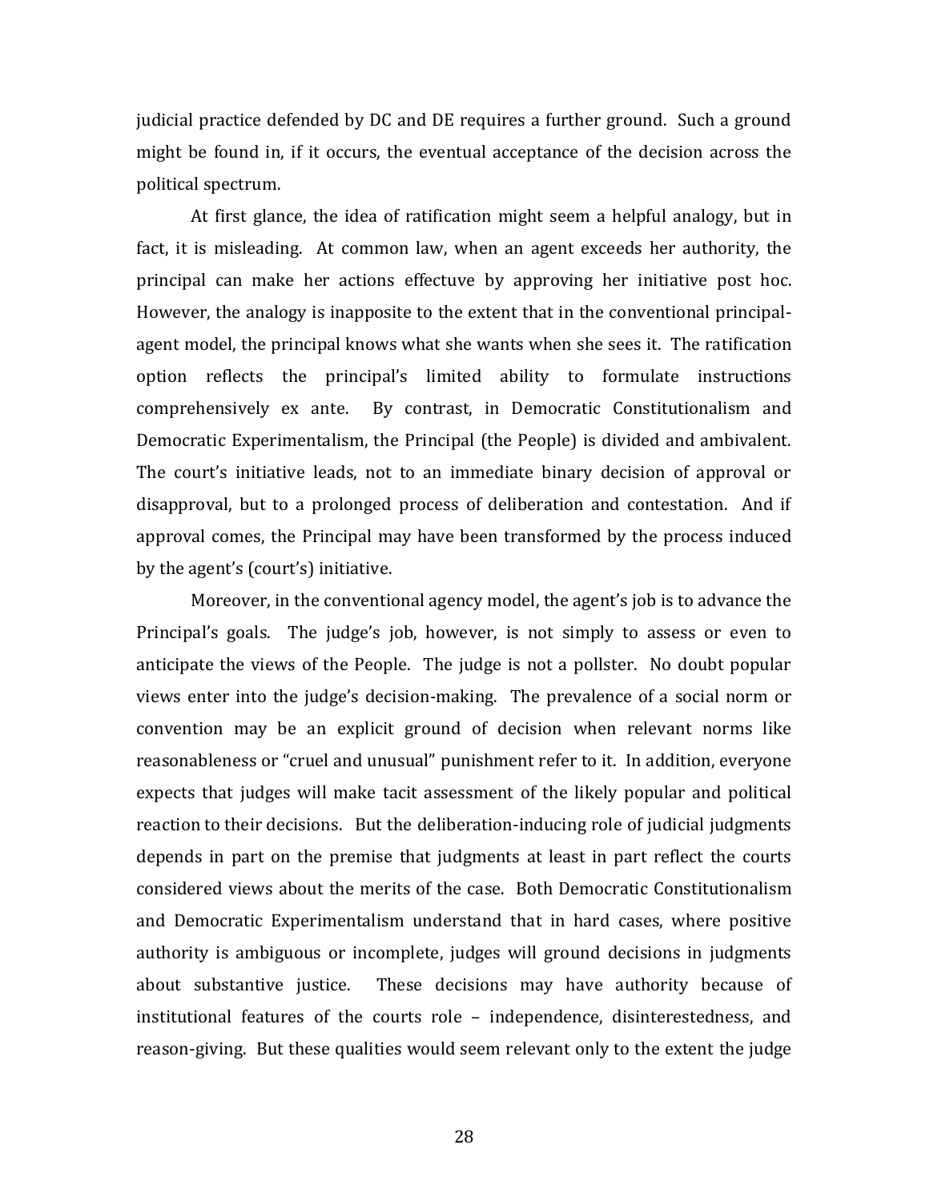judicial practice defended by DC and DE requires a further ground. Such a ground might be found in, if it occurs, the eventual acceptance of the decision across the political spectrum.

At first glance, the idea of ratification might seem a helpful analogy, but in fact, it is misleading. At common law, when an agent exceeds her authority, the principal can make her actions effectuve by approving her initiative post hoc. However, the analogy is inapposite to the extent that in the conventional principal-agent model, the principal knows what she wants when she sees it. The ratification option reflects the principal's limited ability to formulate instructions comprehensively ex ante. By contrast, in Democratic Constitutionalism and Democratic Experimentalism, the Principal (the People) is divided and ambivalent. The court's initiative leads, not to an immediate binary decision of approval or disapproval, but to a prolonged process of deliberation and contestation. And if approval comes, the Principal may have been transformed by the process induced by the agent's (court's) initiative.

Moreover, in the conventional agency model, the agent's job is to advance the Principal's goals. The judge's job, however, is not simply to assess or even to anticipate the views of the People. The judge is not a pollster. No doubt popular views enter into the judge's decision-making. The prevalence of a social norm or convention may be an explicit ground of decision when relevant norms like reasonableness or "cruel and unusual" punishment refer to it. In addition, everyone expects that judges will make tacit assessment of the likely popular and political reaction to their decisions. But the deliberation-inducing role of judicial judgments depends in part on the premise that judgments at least in part reflect the courts considered views about the merits of the case. Both Democratic Constitutionalism and Democratic Experimentalism understand that in hard cases, where positive authority is ambiguous or incomplete, judges will ground decisions in judgments about substantive justice. These decisions may have authority because of institutional features of the courts role – independence, disinterestedness, and reason-giving. But these qualities would seem relevant only to the extent the judge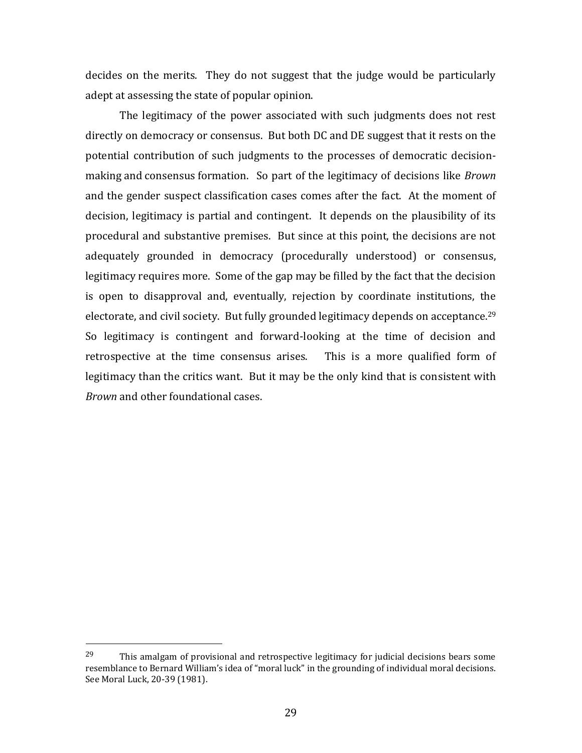decides on the merits. They do not suggest that the judge would be particularly adept at assessing the state of popular opinion.

The legitimacy of the power associated with such judgments does not rest directly on democracy or consensus. But both DC and DE suggest that it rests on the potential contribution of such judgments to the processes of democratic decision-making and consensus formation. So part of the legitimacy of decisions like *Brown* and the gender suspect classification cases comes after the fact. At the moment of decision, legitimacy is partial and contingent. It depends on the plausibility of its procedural and substantive premises. But since at this point, the decisions are not adequately grounded in democracy (procedurally understood) or consensus, legitimacy requires more. Some of the gap may be filled by the fact that the decision is open to disapproval and, eventually, rejection by coordinate institutions, the electorate, and civil society. But fully grounded legitimacy depends on acceptance.[29] So legitimacy is contingent and forward-looking at the time of decision and retrospective at the time consensus arises. This is a more qualified form of legitimacy than the critics want. But it may be the only kind that is consistent with *Brown* and other foundational cases.

---

[29] This amalgam of provisional and retrospective legitimacy for judicial decisions bears some resemblance to Bernard William's idea of "moral luck" in the grounding of individual moral decisions. See Moral Luck, 20-39 (1981).